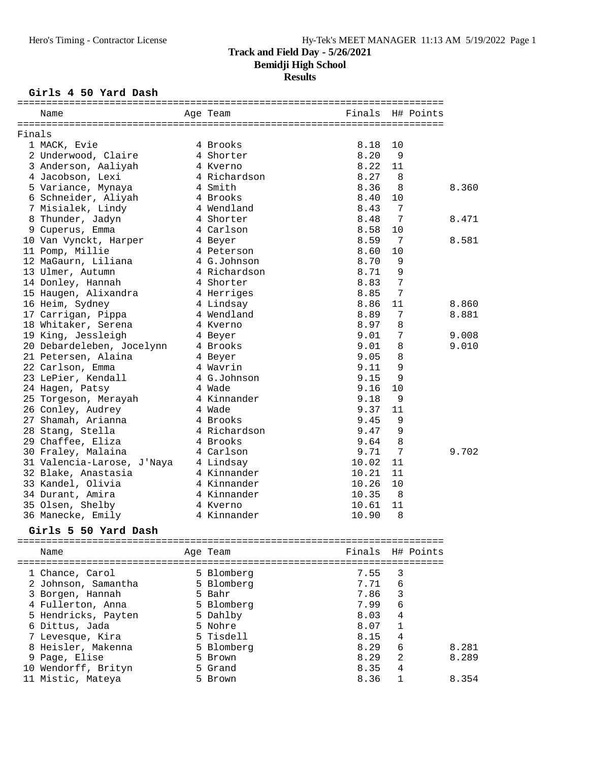# Track and Field Day - 5/26/2021
## Bemidji High School
### Results

#### Girls 4 50 Yard Dash

Finals

| Place | Name | Age | Team | Finals | H# | Points | |
|---|---|---|---|---|---|---|---|
| 1 | MACK, Evie | 4 | Brooks | 8.18 | 10 | | |
| 2 | Underwood, Claire | 4 | Shorter | 8.20 | 9 | | |
| 3 | Anderson, Aaliyah | 4 | Kverno | 8.22 | 11 | | |
| 4 | Jacobson, Lexi | 4 | Richardson | 8.27 | 8 | | |
| 5 | Variance, Mynaya | 4 | Smith | 8.36 | 8 | | 8.360 |
| 6 | Schneider, Aliyah | 4 | Brooks | 8.40 | 10 | | |
| 7 | Misialek, Lindy | 4 | Wendland | 8.43 | 7 | | |
| 8 | Thunder, Jadyn | 4 | Shorter | 8.48 | 7 | | 8.471 |
| 9 | Cuperus, Emma | 4 | Carlson | 8.58 | 10 | | |
| 10 | Van Vynckt, Harper | 4 | Beyer | 8.59 | 7 | | 8.581 |
| 11 | Pomp, Millie | 4 | Peterson | 8.60 | 10 | | |
| 12 | MaGaurn, Liliana | 4 | G.Johnson | 8.70 | 9 | | |
| 13 | Ulmer, Autumn | 4 | Richardson | 8.71 | 9 | | |
| 14 | Donley, Hannah | 4 | Shorter | 8.83 | 7 | | |
| 15 | Haugen, Alixandra | 4 | Herriges | 8.85 | 7 | | |
| 16 | Heim, Sydney | 4 | Lindsay | 8.86 | 11 | | 8.860 |
| 17 | Carrigan, Pippa | 4 | Wendland | 8.89 | 7 | | 8.881 |
| 18 | Whitaker, Serena | 4 | Kverno | 8.97 | 8 | | |
| 19 | King, Jessleigh | 4 | Beyer | 9.01 | 7 | | 9.008 |
| 20 | Debardeleben, Jocelynn | 4 | Brooks | 9.01 | 8 | | 9.010 |
| 21 | Petersen, Alaina | 4 | Beyer | 9.05 | 8 | | |
| 22 | Carlson, Emma | 4 | Wavrin | 9.11 | 9 | | |
| 23 | LePier, Kendall | 4 | G.Johnson | 9.15 | 9 | | |
| 24 | Hagen, Patsy | 4 | Wade | 9.16 | 10 | | |
| 25 | Torgeson, Merayah | 4 | Kinnander | 9.18 | 9 | | |
| 26 | Conley, Audrey | 4 | Wade | 9.37 | 11 | | |
| 27 | Shamah, Arianna | 4 | Brooks | 9.45 | 9 | | |
| 28 | Stang, Stella | 4 | Richardson | 9.47 | 9 | | |
| 29 | Chaffee, Eliza | 4 | Brooks | 9.64 | 8 | | |
| 30 | Fraley, Malaina | 4 | Carlson | 9.71 | 7 | | 9.702 |
| 31 | Valencia-Larose, J'Naya | 4 | Lindsay | 10.02 | 11 | | |
| 32 | Blake, Anastasia | 4 | Kinnander | 10.21 | 11 | | |
| 33 | Kandel, Olivia | 4 | Kinnander | 10.26 | 10 | | |
| 34 | Durant, Amira | 4 | Kinnander | 10.35 | 8 | | |
| 35 | Olsen, Shelby | 4 | Kverno | 10.61 | 11 | | |
| 36 | Manecke, Emily | 4 | Kinnander | 10.90 | 8 | | |

#### Girls 5 50 Yard Dash

| Place | Name | Age | Team | Finals | H# | Points | |
|---|---|---|---|---|---|---|---|
| 1 | Chance, Carol | 5 | Blomberg | 7.55 | 3 | | |
| 2 | Johnson, Samantha | 5 | Blomberg | 7.71 | 6 | | |
| 3 | Borgen, Hannah | 5 | Bahr | 7.86 | 3 | | |
| 4 | Fullerton, Anna | 5 | Blomberg | 7.99 | 6 | | |
| 5 | Hendricks, Payten | 5 | Dahlby | 8.03 | 4 | | |
| 6 | Dittus, Jada | 5 | Nohre | 8.07 | 1 | | |
| 7 | Levesque, Kira | 5 | Tisdell | 8.15 | 4 | | |
| 8 | Heisler, Makenna | 5 | Blomberg | 8.29 | 6 | | 8.281 |
| 9 | Page, Elise | 5 | Brown | 8.29 | 2 | | 8.289 |
| 10 | Wendorff, Brityn | 5 | Grand | 8.35 | 4 | | |
| 11 | Mistic, Mateya | 5 | Brown | 8.36 | 1 | | 8.354 |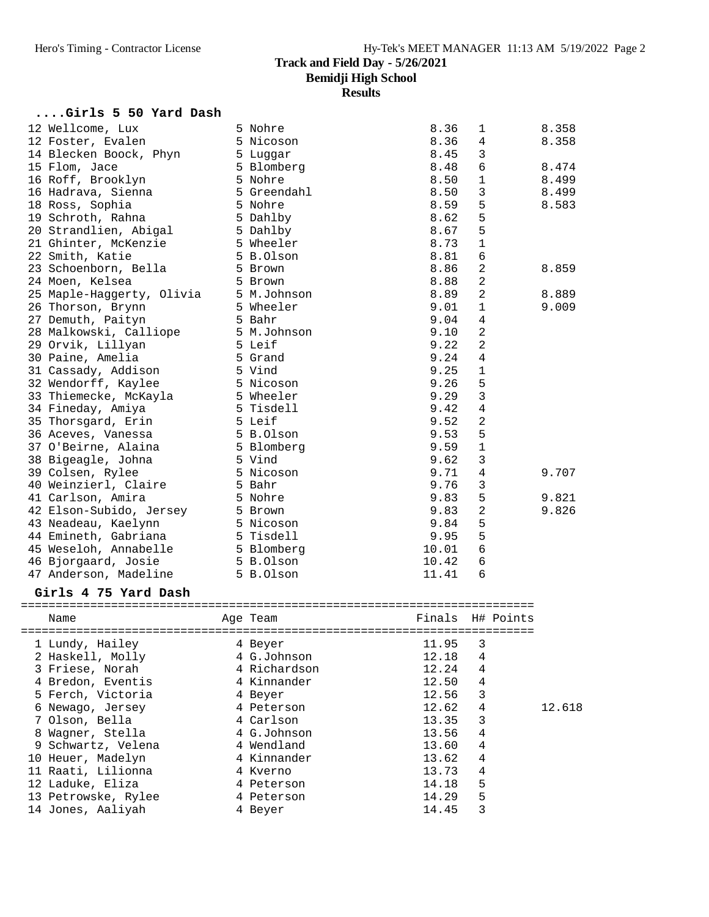# Track and Field Day - 5/26/2021

## Bemidji High School

### Results

#### ....Girls 5 50 Yard Dash

| Place | Name | Age | Team | Finals | H# | Points |
|---|---|---|---|---|---|---|
| 12 | Wellcome, Lux | 5 | Nohre | 8.36 | 1 | 8.358 |
| 12 | Foster, Evalen | 5 | Nicoson | 8.36 | 4 | 8.358 |
| 14 | Blecken Boock, Phyn | 5 | Luggar | 8.45 | 3 | |
| 15 | Flom, Jace | 5 | Blomberg | 8.48 | 6 | 8.474 |
| 16 | Roff, Brooklyn | 5 | Nohre | 8.50 | 1 | 8.499 |
| 16 | Hadrava, Sienna | 5 | Greendahl | 8.50 | 3 | 8.499 |
| 18 | Ross, Sophia | 5 | Nohre | 8.59 | 5 | 8.583 |
| 19 | Schroth, Rahna | 5 | Dahlby | 8.62 | 5 | |
| 20 | Strandlien, Abigal | 5 | Dahlby | 8.67 | 5 | |
| 21 | Ghinter, McKenzie | 5 | Wheeler | 8.73 | 1 | |
| 22 | Smith, Katie | 5 | B.Olson | 8.81 | 6 | |
| 23 | Schoenborn, Bella | 5 | Brown | 8.86 | 2 | 8.859 |
| 24 | Moen, Kelsea | 5 | Brown | 8.88 | 2 | |
| 25 | Maple-Haggerty, Olivia | 5 | M.Johnson | 8.89 | 2 | 8.889 |
| 26 | Thorson, Brynn | 5 | Wheeler | 9.01 | 1 | 9.009 |
| 27 | Demuth, Paityn | 5 | Bahr | 9.04 | 4 | |
| 28 | Malkowski, Calliope | 5 | M.Johnson | 9.10 | 2 | |
| 29 | Orvik, Lillyan | 5 | Leif | 9.22 | 2 | |
| 30 | Paine, Amelia | 5 | Grand | 9.24 | 4 | |
| 31 | Cassady, Addison | 5 | Vind | 9.25 | 1 | |
| 32 | Wendorff, Kaylee | 5 | Nicoson | 9.26 | 5 | |
| 33 | Thiemecke, McKayla | 5 | Wheeler | 9.29 | 3 | |
| 34 | Fineday, Amiya | 5 | Tisdell | 9.42 | 4 | |
| 35 | Thorsgard, Erin | 5 | Leif | 9.52 | 2 | |
| 36 | Aceves, Vanessa | 5 | B.Olson | 9.53 | 5 | |
| 37 | O'Beirne, Alaina | 5 | Blomberg | 9.59 | 1 | |
| 38 | Bigeagle, Johna | 5 | Vind | 9.62 | 3 | |
| 39 | Colsen, Rylee | 5 | Nicoson | 9.71 | 4 | 9.707 |
| 40 | Weinzierl, Claire | 5 | Bahr | 9.76 | 3 | |
| 41 | Carlson, Amira | 5 | Nohre | 9.83 | 5 | 9.821 |
| 42 | Elson-Subido, Jersey | 5 | Brown | 9.83 | 2 | 9.826 |
| 43 | Neadeau, Kaelynn | 5 | Nicoson | 9.84 | 5 | |
| 44 | Emineth, Gabriana | 5 | Tisdell | 9.95 | 5 | |
| 45 | Weseloh, Annabelle | 5 | Blomberg | 10.01 | 6 | |
| 46 | Bjorgaard, Josie | 5 | B.Olson | 10.42 | 6 | |
| 47 | Anderson, Madeline | 5 | B.Olson | 11.41 | 6 | |

#### Girls 4 75 Yard Dash

| Place | Name | Age | Team | Finals | H# | Points | |
|---|---|---|---|---|---|---|---|
| 1 | Lundy, Hailey | 4 | Beyer | 11.95 | 3 | | |
| 2 | Haskell, Molly | 4 | G.Johnson | 12.18 | 4 | | |
| 3 | Friese, Norah | 4 | Richardson | 12.24 | 4 | | |
| 4 | Bredon, Eventis | 4 | Kinnander | 12.50 | 4 | | |
| 5 | Ferch, Victoria | 4 | Beyer | 12.56 | 3 | | |
| 6 | Newago, Jersey | 4 | Peterson | 12.62 | 4 | | 12.618 |
| 7 | Olson, Bella | 4 | Carlson | 13.35 | 3 | | |
| 8 | Wagner, Stella | 4 | G.Johnson | 13.56 | 4 | | |
| 9 | Schwartz, Velena | 4 | Wendland | 13.60 | 4 | | |
| 10 | Heuer, Madelyn | 4 | Kinnander | 13.62 | 4 | | |
| 11 | Raati, Lilionna | 4 | Kverno | 13.73 | 4 | | |
| 12 | Laduke, Eliza | 4 | Peterson | 14.18 | 5 | | |
| 13 | Petrowske, Rylee | 4 | Peterson | 14.29 | 5 | | |
| 14 | Jones, Aaliyah | 4 | Beyer | 14.45 | 3 | | |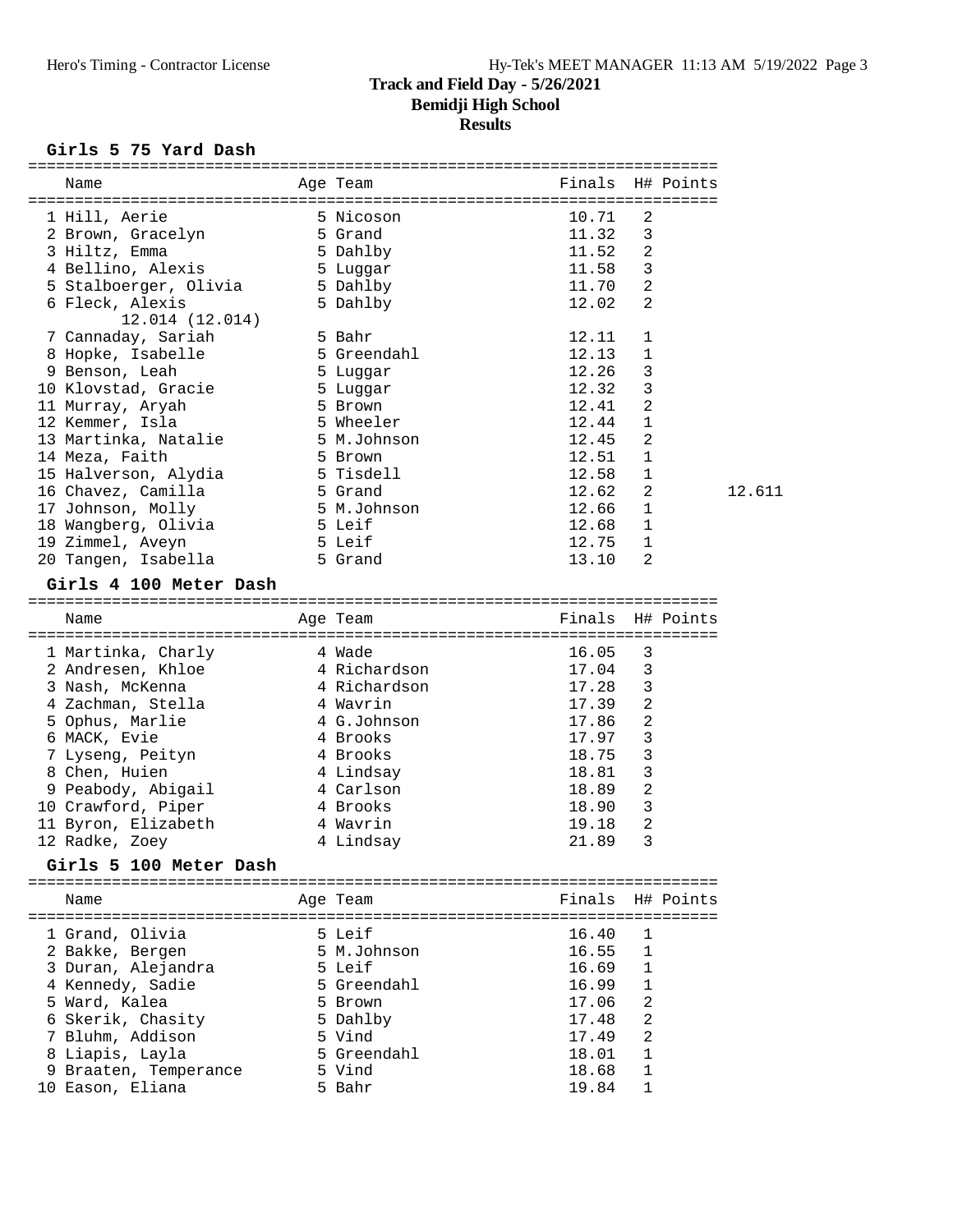# Track and Field Day - 5/26/2021

## Bemidji High School

### Results

#### Girls 5 75 Yard Dash

| Name | Age | Team | Finals | H# | Points |
|---|---|---|---|---|---|
| 1 Hill, Aerie | 5 | Nicoson | 10.71 | 2 | |
| 2 Brown, Gracelyn | 5 | Grand | 11.32 | 3 | |
| 3 Hiltz, Emma | 5 | Dahlby | 11.52 | 2 | |
| 4 Bellino, Alexis | 5 | Luggar | 11.58 | 3 | |
| 5 Stalboerger, Olivia | 5 | Dahlby | 11.70 | 2 | |
| 6 Fleck, Alexis 12.014 (12.014) | 5 | Dahlby | 12.02 | 2 | |
| 7 Cannaday, Sariah | 5 | Bahr | 12.11 | 1 | |
| 8 Hopke, Isabelle | 5 | Greendahl | 12.13 | 1 | |
| 9 Benson, Leah | 5 | Luggar | 12.26 | 3 | |
| 10 Klovstad, Gracie | 5 | Luggar | 12.32 | 3 | |
| 11 Murray, Aryah | 5 | Brown | 12.41 | 2 | |
| 12 Kemmer, Isla | 5 | Wheeler | 12.44 | 1 | |
| 13 Martinka, Natalie | 5 | M.Johnson | 12.45 | 2 | |
| 14 Meza, Faith | 5 | Brown | 12.51 | 1 | |
| 15 Halverson, Alydia | 5 | Tisdell | 12.58 | 1 | |
| 16 Chavez, Camilla | 5 | Grand | 12.62 | 2 | 12.611 |
| 17 Johnson, Molly | 5 | M.Johnson | 12.66 | 1 | |
| 18 Wangberg, Olivia | 5 | Leif | 12.68 | 1 | |
| 19 Zimmel, Aveyn | 5 | Leif | 12.75 | 1 | |
| 20 Tangen, Isabella | 5 | Grand | 13.10 | 2 | |

#### Girls 4 100 Meter Dash

| Name | Age | Team | Finals | H# | Points |
|---|---|---|---|---|---|
| 1 Martinka, Charly | 4 | Wade | 16.05 | 3 | |
| 2 Andresen, Khloe | 4 | Richardson | 17.04 | 3 | |
| 3 Nash, McKenna | 4 | Richardson | 17.28 | 3 | |
| 4 Zachman, Stella | 4 | Wavrin | 17.39 | 2 | |
| 5 Ophus, Marlie | 4 | G.Johnson | 17.86 | 2 | |
| 6 MACK, Evie | 4 | Brooks | 17.97 | 3 | |
| 7 Lyseng, Peityn | 4 | Brooks | 18.75 | 3 | |
| 8 Chen, Huien | 4 | Lindsay | 18.81 | 3 | |
| 9 Peabody, Abigail | 4 | Carlson | 18.89 | 2 | |
| 10 Crawford, Piper | 4 | Brooks | 18.90 | 3 | |
| 11 Byron, Elizabeth | 4 | Wavrin | 19.18 | 2 | |
| 12 Radke, Zoey | 4 | Lindsay | 21.89 | 3 | |

#### Girls 5 100 Meter Dash

| Name | Age | Team | Finals | H# | Points |
|---|---|---|---|---|---|
| 1 Grand, Olivia | 5 | Leif | 16.40 | 1 | |
| 2 Bakke, Bergen | 5 | M.Johnson | 16.55 | 1 | |
| 3 Duran, Alejandra | 5 | Leif | 16.69 | 1 | |
| 4 Kennedy, Sadie | 5 | Greendahl | 16.99 | 1 | |
| 5 Ward, Kalea | 5 | Brown | 17.06 | 2 | |
| 6 Skerik, Chasity | 5 | Dahlby | 17.48 | 2 | |
| 7 Bluhm, Addison | 5 | Vind | 17.49 | 2 | |
| 8 Liapis, Layla | 5 | Greendahl | 18.01 | 1 | |
| 9 Braaten, Temperance | 5 | Vind | 18.68 | 1 | |
| 10 Eason, Eliana | 5 | Bahr | 19.84 | 1 | |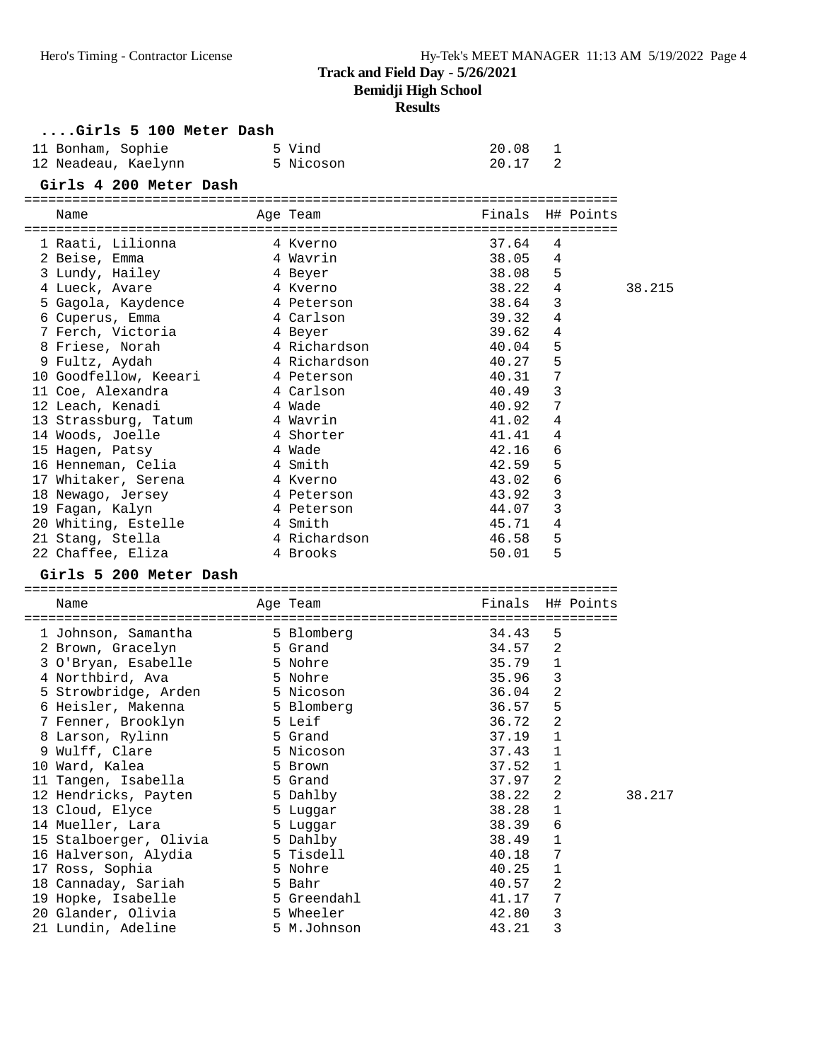# Track and Field Day - 5/26/2021
## Bemidji High School
### Results

#### ....Girls 5 100 Meter Dash

| Place | Name | Age | Team | Finals | H# | Points |
|---|---|---|---|---|---|---|
| 11 | Bonham, Sophie | 5 | Vind | 20.08 | 1 | |
| 12 | Neadeau, Kaelynn | 5 | Nicoson | 20.17 | 2 | |

#### Girls 4 200 Meter Dash

| Place | Name | Age | Team | Finals | H# | Points | |
|---|---|---|---|---|---|---|---|
| 1 | Raati, Lilionna | 4 | Kverno | 37.64 | 4 | | |
| 2 | Beise, Emma | 4 | Wavrin | 38.05 | 4 | | |
| 3 | Lundy, Hailey | 4 | Beyer | 38.08 | 5 | | |
| 4 | Lueck, Avare | 4 | Kverno | 38.22 | 4 | | 38.215 |
| 5 | Gagola, Kaydence | 4 | Peterson | 38.64 | 3 | | |
| 6 | Cuperus, Emma | 4 | Carlson | 39.32 | 4 | | |
| 7 | Ferch, Victoria | 4 | Beyer | 39.62 | 4 | | |
| 8 | Friese, Norah | 4 | Richardson | 40.04 | 5 | | |
| 9 | Fultz, Aydah | 4 | Richardson | 40.27 | 5 | | |
| 10 | Goodfellow, Keeari | 4 | Peterson | 40.31 | 7 | | |
| 11 | Coe, Alexandra | 4 | Carlson | 40.49 | 3 | | |
| 12 | Leach, Kenadi | 4 | Wade | 40.92 | 7 | | |
| 13 | Strassburg, Tatum | 4 | Wavrin | 41.02 | 4 | | |
| 14 | Woods, Joelle | 4 | Shorter | 41.41 | 4 | | |
| 15 | Hagen, Patsy | 4 | Wade | 42.16 | 6 | | |
| 16 | Henneman, Celia | 4 | Smith | 42.59 | 5 | | |
| 17 | Whitaker, Serena | 4 | Kverno | 43.02 | 6 | | |
| 18 | Newago, Jersey | 4 | Peterson | 43.92 | 3 | | |
| 19 | Fagan, Kalyn | 4 | Peterson | 44.07 | 3 | | |
| 20 | Whiting, Estelle | 4 | Smith | 45.71 | 4 | | |
| 21 | Stang, Stella | 4 | Richardson | 46.58 | 5 | | |
| 22 | Chaffee, Eliza | 4 | Brooks | 50.01 | 5 | | |

#### Girls 5 200 Meter Dash

| Place | Name | Age | Team | Finals | H# | Points | |
|---|---|---|---|---|---|---|---|
| 1 | Johnson, Samantha | 5 | Blomberg | 34.43 | 5 | | |
| 2 | Brown, Gracelyn | 5 | Grand | 34.57 | 2 | | |
| 3 | O'Bryan, Esabelle | 5 | Nohre | 35.79 | 1 | | |
| 4 | Northbird, Ava | 5 | Nohre | 35.96 | 3 | | |
| 5 | Strowbridge, Arden | 5 | Nicoson | 36.04 | 2 | | |
| 6 | Heisler, Makenna | 5 | Blomberg | 36.57 | 5 | | |
| 7 | Fenner, Brooklyn | 5 | Leif | 36.72 | 2 | | |
| 8 | Larson, Rylinn | 5 | Grand | 37.19 | 1 | | |
| 9 | Wulff, Clare | 5 | Nicoson | 37.43 | 1 | | |
| 10 | Ward, Kalea | 5 | Brown | 37.52 | 1 | | |
| 11 | Tangen, Isabella | 5 | Grand | 37.97 | 2 | | |
| 12 | Hendricks, Payten | 5 | Dahlby | 38.22 | 2 | | 38.217 |
| 13 | Cloud, Elyce | 5 | Luggar | 38.28 | 1 | | |
| 14 | Mueller, Lara | 5 | Luggar | 38.39 | 6 | | |
| 15 | Stalboerger, Olivia | 5 | Dahlby | 38.49 | 1 | | |
| 16 | Halverson, Alydia | 5 | Tisdell | 40.18 | 7 | | |
| 17 | Ross, Sophia | 5 | Nohre | 40.25 | 1 | | |
| 18 | Cannaday, Sariah | 5 | Bahr | 40.57 | 2 | | |
| 19 | Hopke, Isabelle | 5 | Greendahl | 41.17 | 7 | | |
| 20 | Glander, Olivia | 5 | Wheeler | 42.80 | 3 | | |
| 21 | Lundin, Adeline | 5 | M.Johnson | 43.21 | 3 | | |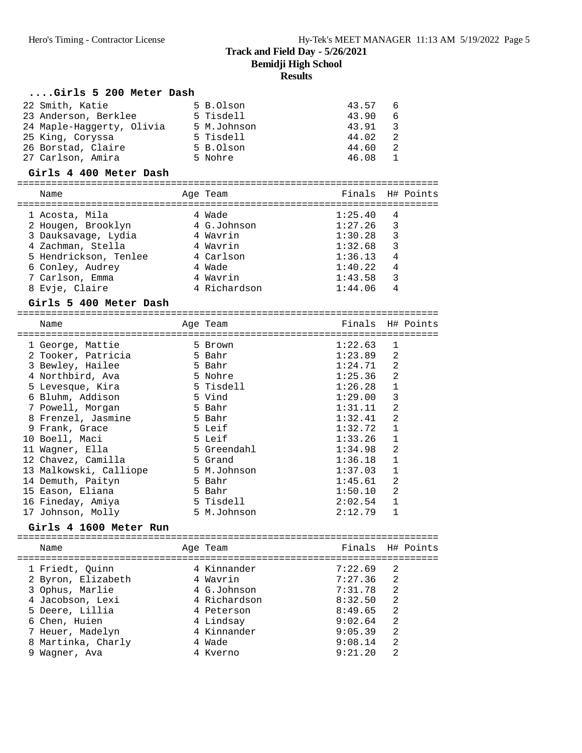# Track and Field Day - 5/26/2021

## Bemidji High School

### Results

#### ....Girls 5 200 Meter Dash

| Place | Name | Age | Team | Finals | H# | Points |
|---|---|---|---|---|---|---|
| 22 | Smith, Katie | 5 | B.Olson | 43.57 | 6 | |
| 23 | Anderson, Berklee | 5 | Tisdell | 43.90 | 6 | |
| 24 | Maple-Haggerty, Olivia | 5 | M.Johnson | 43.91 | 3 | |
| 25 | King, Coryssa | 5 | Tisdell | 44.02 | 2 | |
| 26 | Borstad, Claire | 5 | B.Olson | 44.60 | 2 | |
| 27 | Carlson, Amira | 5 | Nohre | 46.08 | 1 | |

#### Girls 4 400 Meter Dash

| Place | Name | Age | Team | Finals | H# | Points |
|---|---|---|---|---|---|---|
| 1 | Acosta, Mila | 4 | Wade | 1:25.40 | 4 | |
| 2 | Hougen, Brooklyn | 4 | G.Johnson | 1:27.26 | 3 | |
| 3 | Dauksavage, Lydia | 4 | Wavrin | 1:30.28 | 3 | |
| 4 | Zachman, Stella | 4 | Wavrin | 1:32.68 | 3 | |
| 5 | Hendrickson, Tenlee | 4 | Carlson | 1:36.13 | 4 | |
| 6 | Conley, Audrey | 4 | Wade | 1:40.22 | 4 | |
| 7 | Carlson, Emma | 4 | Wavrin | 1:43.58 | 3 | |
| 8 | Evje, Claire | 4 | Richardson | 1:44.06 | 4 | |

#### Girls 5 400 Meter Dash

| Place | Name | Age | Team | Finals | H# | Points |
|---|---|---|---|---|---|---|
| 1 | George, Mattie | 5 | Brown | 1:22.63 | 1 | |
| 2 | Tooker, Patricia | 5 | Bahr | 1:23.89 | 2 | |
| 3 | Bewley, Hailee | 5 | Bahr | 1:24.71 | 2 | |
| 4 | Northbird, Ava | 5 | Nohre | 1:25.36 | 2 | |
| 5 | Levesque, Kira | 5 | Tisdell | 1:26.28 | 1 | |
| 6 | Bluhm, Addison | 5 | Vind | 1:29.00 | 3 | |
| 7 | Powell, Morgan | 5 | Bahr | 1:31.11 | 2 | |
| 8 | Frenzel, Jasmine | 5 | Bahr | 1:32.41 | 2 | |
| 9 | Frank, Grace | 5 | Leif | 1:32.72 | 1 | |
| 10 | Boell, Maci | 5 | Leif | 1:33.26 | 1 | |
| 11 | Wagner, Ella | 5 | Greendahl | 1:34.98 | 2 | |
| 12 | Chavez, Camilla | 5 | Grand | 1:36.18 | 1 | |
| 13 | Malkowski, Calliope | 5 | M.Johnson | 1:37.03 | 1 | |
| 14 | Demuth, Paityn | 5 | Bahr | 1:45.61 | 2 | |
| 15 | Eason, Eliana | 5 | Bahr | 1:50.10 | 2 | |
| 16 | Fineday, Amiya | 5 | Tisdell | 2:02.54 | 1 | |
| 17 | Johnson, Molly | 5 | M.Johnson | 2:12.79 | 1 | |

#### Girls 4 1600 Meter Run

| Place | Name | Age | Team | Finals | H# | Points |
|---|---|---|---|---|---|---|
| 1 | Friedt, Quinn | 4 | Kinnander | 7:22.69 | 2 | |
| 2 | Byron, Elizabeth | 4 | Wavrin | 7:27.36 | 2 | |
| 3 | Ophus, Marlie | 4 | G.Johnson | 7:31.78 | 2 | |
| 4 | Jacobson, Lexi | 4 | Richardson | 8:32.50 | 2 | |
| 5 | Deere, Lillia | 4 | Peterson | 8:49.65 | 2 | |
| 6 | Chen, Huien | 4 | Lindsay | 9:02.64 | 2 | |
| 7 | Heuer, Madelyn | 4 | Kinnander | 9:05.39 | 2 | |
| 8 | Martinka, Charly | 4 | Wade | 9:08.14 | 2 | |
| 9 | Wagner, Ava | 4 | Kverno | 9:21.20 | 2 | |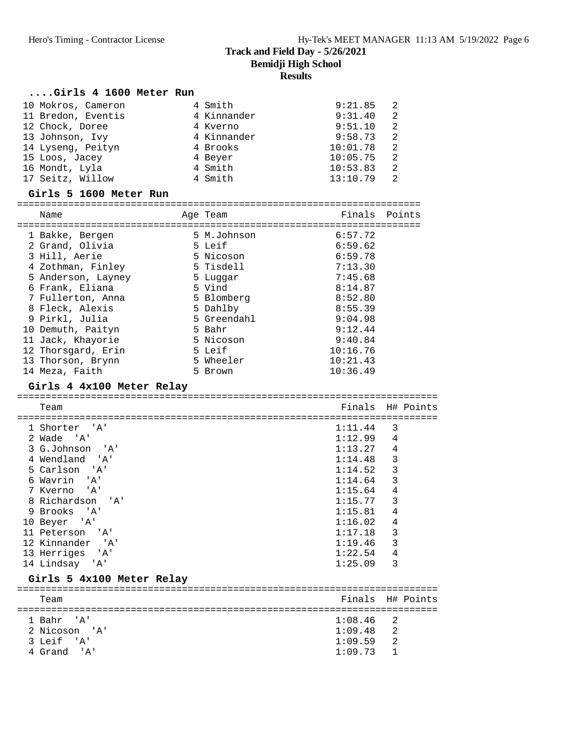# Track and Field Day - 5/26/2021
## Bemidji High School
## Results

### ....Girls 4 1600 Meter Run

| Place | Name | Age | Team | Finals | H# |
|---|---|---|---|---|---|
| 10 | Mokros, Cameron | 4 | Smith | 9:21.85 | 2 |
| 11 | Bredon, Eventis | 4 | Kinnander | 9:31.40 | 2 |
| 12 | Chock, Doree | 4 | Kverno | 9:51.10 | 2 |
| 13 | Johnson, Ivy | 4 | Kinnander | 9:58.73 | 2 |
| 14 | Lyseng, Peityn | 4 | Brooks | 10:01.78 | 2 |
| 15 | Loos, Jacey | 4 | Beyer | 10:05.75 | 2 |
| 16 | Mondt, Lyla | 4 | Smith | 10:53.83 | 2 |
| 17 | Seitz, Willow | 4 | Smith | 13:10.79 | 2 |

### Girls 5 1600 Meter Run

| Place | Name | Age | Team | Finals | Points |
|---|---|---|---|---|---|
| 1 | Bakke, Bergen | 5 | M.Johnson | 6:57.72 | |
| 2 | Grand, Olivia | 5 | Leif | 6:59.62 | |
| 3 | Hill, Aerie | 5 | Nicoson | 6:59.78 | |
| 4 | Zothman, Finley | 5 | Tisdell | 7:13.30 | |
| 5 | Anderson, Layney | 5 | Luggar | 7:45.68 | |
| 6 | Frank, Eliana | 5 | Vind | 8:14.87 | |
| 7 | Fullerton, Anna | 5 | Blomberg | 8:52.80 | |
| 8 | Fleck, Alexis | 5 | Dahlby | 8:55.39 | |
| 9 | Pirkl, Julia | 5 | Greendahl | 9:04.98 | |
| 10 | Demuth, Paityn | 5 | Bahr | 9:12.44 | |
| 11 | Jack, Khayorie | 5 | Nicoson | 9:40.84 | |
| 12 | Thorsgard, Erin | 5 | Leif | 10:16.76 | |
| 13 | Thorson, Brynn | 5 | Wheeler | 10:21.43 | |
| 14 | Meza, Faith | 5 | Brown | 10:36.49 | |

### Girls 4 4x100 Meter Relay

| Place | Team | Finals | H# | Points |
|---|---|---|---|---|
| 1 | Shorter 'A' | 1:11.44 | 3 | |
| 2 | Wade 'A' | 1:12.99 | 4 | |
| 3 | G.Johnson 'A' | 1:13.27 | 4 | |
| 4 | Wendland 'A' | 1:14.48 | 3 | |
| 5 | Carlson 'A' | 1:14.52 | 3 | |
| 6 | Wavrin 'A' | 1:14.64 | 3 | |
| 7 | Kverno 'A' | 1:15.64 | 4 | |
| 8 | Richardson 'A' | 1:15.77 | 3 | |
| 9 | Brooks 'A' | 1:15.81 | 4 | |
| 10 | Beyer 'A' | 1:16.02 | 4 | |
| 11 | Peterson 'A' | 1:17.18 | 3 | |
| 12 | Kinnander 'A' | 1:19.46 | 3 | |
| 13 | Herriges 'A' | 1:22.54 | 4 | |
| 14 | Lindsay 'A' | 1:25.09 | 3 | |

### Girls 5 4x100 Meter Relay

| Place | Team | Finals | H# | Points |
|---|---|---|---|---|
| 1 | Bahr 'A' | 1:08.46 | 2 | |
| 2 | Nicoson 'A' | 1:09.48 | 2 | |
| 3 | Leif 'A' | 1:09.59 | 2 | |
| 4 | Grand 'A' | 1:09.73 | 1 | |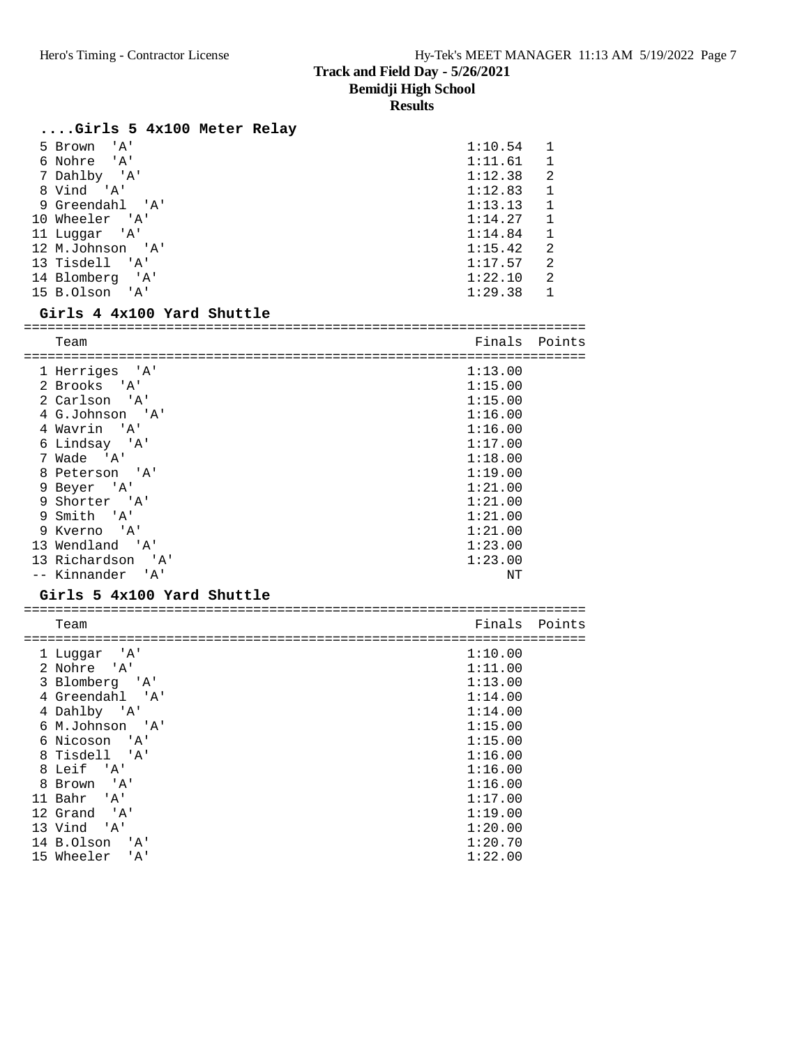# Track and Field Day - 5/26/2021

## Bemidji High School

## Results

### ....Girls 5 4x100 Meter Relay

| | Team | Finals | Heat |
|---|---|---|---|
| 5 | Brown 'A' | 1:10.54 | 1 |
| 6 | Nohre 'A' | 1:11.61 | 1 |
| 7 | Dahlby 'A' | 1:12.38 | 2 |
| 8 | Vind 'A' | 1:12.83 | 1 |
| 9 | Greendahl 'A' | 1:13.13 | 1 |
| 10 | Wheeler 'A' | 1:14.27 | 1 |
| 11 | Luggar 'A' | 1:14.84 | 1 |
| 12 | M.Johnson 'A' | 1:15.42 | 2 |
| 13 | Tisdell 'A' | 1:17.57 | 2 |
| 14 | Blomberg 'A' | 1:22.10 | 2 |
| 15 | B.Olson 'A' | 1:29.38 | 1 |

### Girls 4 4x100 Yard Shuttle

| | Team | Finals | Points |
|---|---|---|---|
| 1 | Herriges 'A' | 1:13.00 | |
| 2 | Brooks 'A' | 1:15.00 | |
| 2 | Carlson 'A' | 1:15.00 | |
| 4 | G.Johnson 'A' | 1:16.00 | |
| 4 | Wavrin 'A' | 1:16.00 | |
| 6 | Lindsay 'A' | 1:17.00 | |
| 7 | Wade 'A' | 1:18.00 | |
| 8 | Peterson 'A' | 1:19.00 | |
| 9 | Beyer 'A' | 1:21.00 | |
| 9 | Shorter 'A' | 1:21.00 | |
| 9 | Smith 'A' | 1:21.00 | |
| 9 | Kverno 'A' | 1:21.00 | |
| 13 | Wendland 'A' | 1:23.00 | |
| 13 | Richardson 'A' | 1:23.00 | |
| -- | Kinnander 'A' | NT | |

### Girls 5 4x100 Yard Shuttle

| | Team | Finals | Points |
|---|---|---|---|
| 1 | Luggar 'A' | 1:10.00 | |
| 2 | Nohre 'A' | 1:11.00 | |
| 3 | Blomberg 'A' | 1:13.00 | |
| 4 | Greendahl 'A' | 1:14.00 | |
| 4 | Dahlby 'A' | 1:14.00 | |
| 6 | M.Johnson 'A' | 1:15.00 | |
| 6 | Nicoson 'A' | 1:15.00 | |
| 8 | Tisdell 'A' | 1:16.00 | |
| 8 | Leif 'A' | 1:16.00 | |
| 8 | Brown 'A' | 1:16.00 | |
| 11 | Bahr 'A' | 1:17.00 | |
| 12 | Grand 'A' | 1:19.00 | |
| 13 | Vind 'A' | 1:20.00 | |
| 14 | B.Olson 'A' | 1:20.70 | |
| 15 | Wheeler 'A' | 1:22.00 | |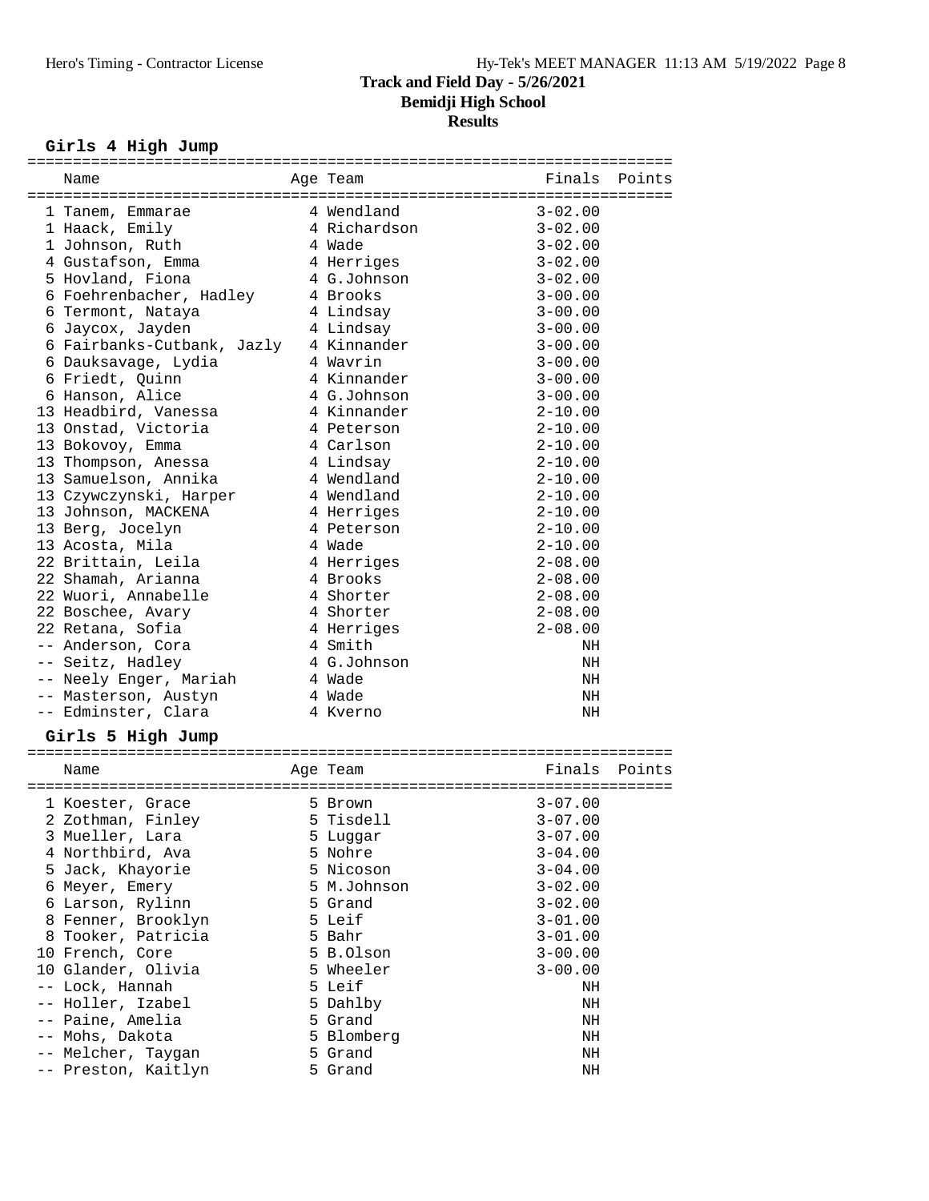# Track and Field Day - 5/26/2021
## Bemidji High School
## Results

### Girls 4 High Jump

| | Name | Age | Team | Finals | Points |
|---|---|---|---|---|---|
| 1 | Tanem, Emmarae | 4 | Wendland | 3-02.00 | |
| 1 | Haack, Emily | 4 | Richardson | 3-02.00 | |
| 1 | Johnson, Ruth | 4 | Wade | 3-02.00 | |
| 4 | Gustafson, Emma | 4 | Herriges | 3-02.00 | |
| 5 | Hovland, Fiona | 4 | G.Johnson | 3-02.00 | |
| 6 | Foehrenbacher, Hadley | 4 | Brooks | 3-00.00 | |
| 6 | Termont, Nataya | 4 | Lindsay | 3-00.00 | |
| 6 | Jaycox, Jayden | 4 | Lindsay | 3-00.00 | |
| 6 | Fairbanks-Cutbank, Jazly | 4 | Kinnander | 3-00.00 | |
| 6 | Dauksavage, Lydia | 4 | Wavrin | 3-00.00 | |
| 6 | Friedt, Quinn | 4 | Kinnander | 3-00.00 | |
| 6 | Hanson, Alice | 4 | G.Johnson | 3-00.00 | |
| 13 | Headbird, Vanessa | 4 | Kinnander | 2-10.00 | |
| 13 | Onstad, Victoria | 4 | Peterson | 2-10.00 | |
| 13 | Bokovoy, Emma | 4 | Carlson | 2-10.00 | |
| 13 | Thompson, Anessa | 4 | Lindsay | 2-10.00 | |
| 13 | Samuelson, Annika | 4 | Wendland | 2-10.00 | |
| 13 | Czywczynski, Harper | 4 | Wendland | 2-10.00 | |
| 13 | Johnson, MACKENA | 4 | Herriges | 2-10.00 | |
| 13 | Berg, Jocelyn | 4 | Peterson | 2-10.00 | |
| 13 | Acosta, Mila | 4 | Wade | 2-10.00 | |
| 22 | Brittain, Leila | 4 | Herriges | 2-08.00 | |
| 22 | Shamah, Arianna | 4 | Brooks | 2-08.00 | |
| 22 | Wuori, Annabelle | 4 | Shorter | 2-08.00 | |
| 22 | Boschee, Avary | 4 | Shorter | 2-08.00 | |
| 22 | Retana, Sofia | 4 | Herriges | 2-08.00 | |
| -- | Anderson, Cora | 4 | Smith | NH | |
| -- | Seitz, Hadley | 4 | G.Johnson | NH | |
| -- | Neely Enger, Mariah | 4 | Wade | NH | |
| -- | Masterson, Austyn | 4 | Wade | NH | |
| -- | Edminster, Clara | 4 | Kverno | NH | |

### Girls 5 High Jump

| | Name | Age | Team | Finals | Points |
|---|---|---|---|---|---|
| 1 | Koester, Grace | 5 | Brown | 3-07.00 | |
| 2 | Zothman, Finley | 5 | Tisdell | 3-07.00 | |
| 3 | Mueller, Lara | 5 | Luggar | 3-07.00 | |
| 4 | Northbird, Ava | 5 | Nohre | 3-04.00 | |
| 5 | Jack, Khayorie | 5 | Nicoson | 3-04.00 | |
| 6 | Meyer, Emery | 5 | M.Johnson | 3-02.00 | |
| 6 | Larson, Rylinn | 5 | Grand | 3-02.00 | |
| 8 | Fenner, Brooklyn | 5 | Leif | 3-01.00 | |
| 8 | Tooker, Patricia | 5 | Bahr | 3-01.00 | |
| 10 | French, Core | 5 | B.Olson | 3-00.00 | |
| 10 | Glander, Olivia | 5 | Wheeler | 3-00.00 | |
| -- | Lock, Hannah | 5 | Leif | NH | |
| -- | Holler, Izabel | 5 | Dahlby | NH | |
| -- | Paine, Amelia | 5 | Grand | NH | |
| -- | Mohs, Dakota | 5 | Blomberg | NH | |
| -- | Melcher, Taygan | 5 | Grand | NH | |
| -- | Preston, Kaitlyn | 5 | Grand | NH | |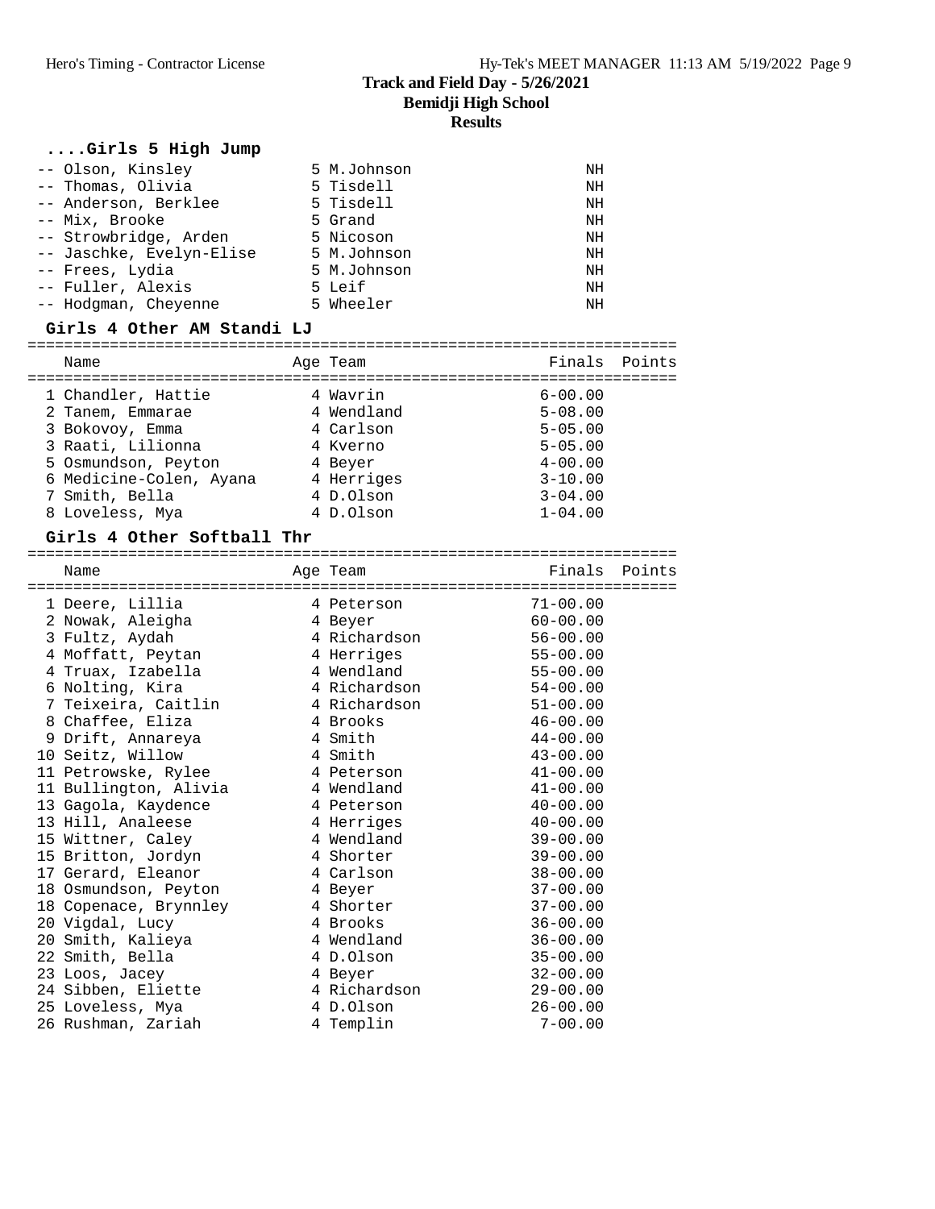## Track and Field Day - 5/26/2021
### Bemidji High School
### Results

#### ....Girls 5 High Jump

| Place | Name | Age | Team | Finals |
|---|---|---|---|---|
| -- | Olson, Kinsley | 5 | M.Johnson | NH |
| -- | Thomas, Olivia | 5 | Tisdell | NH |
| -- | Anderson, Berklee | 5 | Tisdell | NH |
| -- | Mix, Brooke | 5 | Grand | NH |
| -- | Strowbridge, Arden | 5 | Nicoson | NH |
| -- | Jaschke, Evelyn-Elise | 5 | M.Johnson | NH |
| -- | Frees, Lydia | 5 | M.Johnson | NH |
| -- | Fuller, Alexis | 5 | Leif | NH |
| -- | Hodgman, Cheyenne | 5 | Wheeler | NH |

#### Girls 4 Other AM Standi LJ

| Place | Name | Age | Team | Finals | Points |
|---|---|---|---|---|---|
| 1 | Chandler, Hattie | 4 | Wavrin | 6-00.00 | |
| 2 | Tanem, Emmarae | 4 | Wendland | 5-08.00 | |
| 3 | Bokovoy, Emma | 4 | Carlson | 5-05.00 | |
| 3 | Raati, Lilionna | 4 | Kverno | 5-05.00 | |
| 5 | Osmundson, Peyton | 4 | Beyer | 4-00.00 | |
| 6 | Medicine-Colen, Ayana | 4 | Herriges | 3-10.00 | |
| 7 | Smith, Bella | 4 | D.Olson | 3-04.00 | |
| 8 | Loveless, Mya | 4 | D.Olson | 1-04.00 | |

#### Girls 4 Other Softball Thr

| Place | Name | Age | Team | Finals | Points |
|---|---|---|---|---|---|
| 1 | Deere, Lillia | 4 | Peterson | 71-00.00 | |
| 2 | Nowak, Aleigha | 4 | Beyer | 60-00.00 | |
| 3 | Fultz, Aydah | 4 | Richardson | 56-00.00 | |
| 4 | Moffatt, Peytan | 4 | Herriges | 55-00.00 | |
| 4 | Truax, Izabella | 4 | Wendland | 55-00.00 | |
| 6 | Nolting, Kira | 4 | Richardson | 54-00.00 | |
| 7 | Teixeira, Caitlin | 4 | Richardson | 51-00.00 | |
| 8 | Chaffee, Eliza | 4 | Brooks | 46-00.00 | |
| 9 | Drift, Annareya | 4 | Smith | 44-00.00 | |
| 10 | Seitz, Willow | 4 | Smith | 43-00.00 | |
| 11 | Petrowske, Rylee | 4 | Peterson | 41-00.00 | |
| 11 | Bullington, Alivia | 4 | Wendland | 41-00.00 | |
| 13 | Gagola, Kaydence | 4 | Peterson | 40-00.00 | |
| 13 | Hill, Analeese | 4 | Herriges | 40-00.00 | |
| 15 | Wittner, Caley | 4 | Wendland | 39-00.00 | |
| 15 | Britton, Jordyn | 4 | Shorter | 39-00.00 | |
| 17 | Gerard, Eleanor | 4 | Carlson | 38-00.00 | |
| 18 | Osmundson, Peyton | 4 | Beyer | 37-00.00 | |
| 18 | Copenace, Brynnley | 4 | Shorter | 37-00.00 | |
| 20 | Vigdal, Lucy | 4 | Brooks | 36-00.00 | |
| 20 | Smith, Kalieya | 4 | Wendland | 36-00.00 | |
| 22 | Smith, Bella | 4 | D.Olson | 35-00.00 | |
| 23 | Loos, Jacey | 4 | Beyer | 32-00.00 | |
| 24 | Sibben, Eliette | 4 | Richardson | 29-00.00 | |
| 25 | Loveless, Mya | 4 | D.Olson | 26-00.00 | |
| 26 | Rushman, Zariah | 4 | Templin | 7-00.00 | |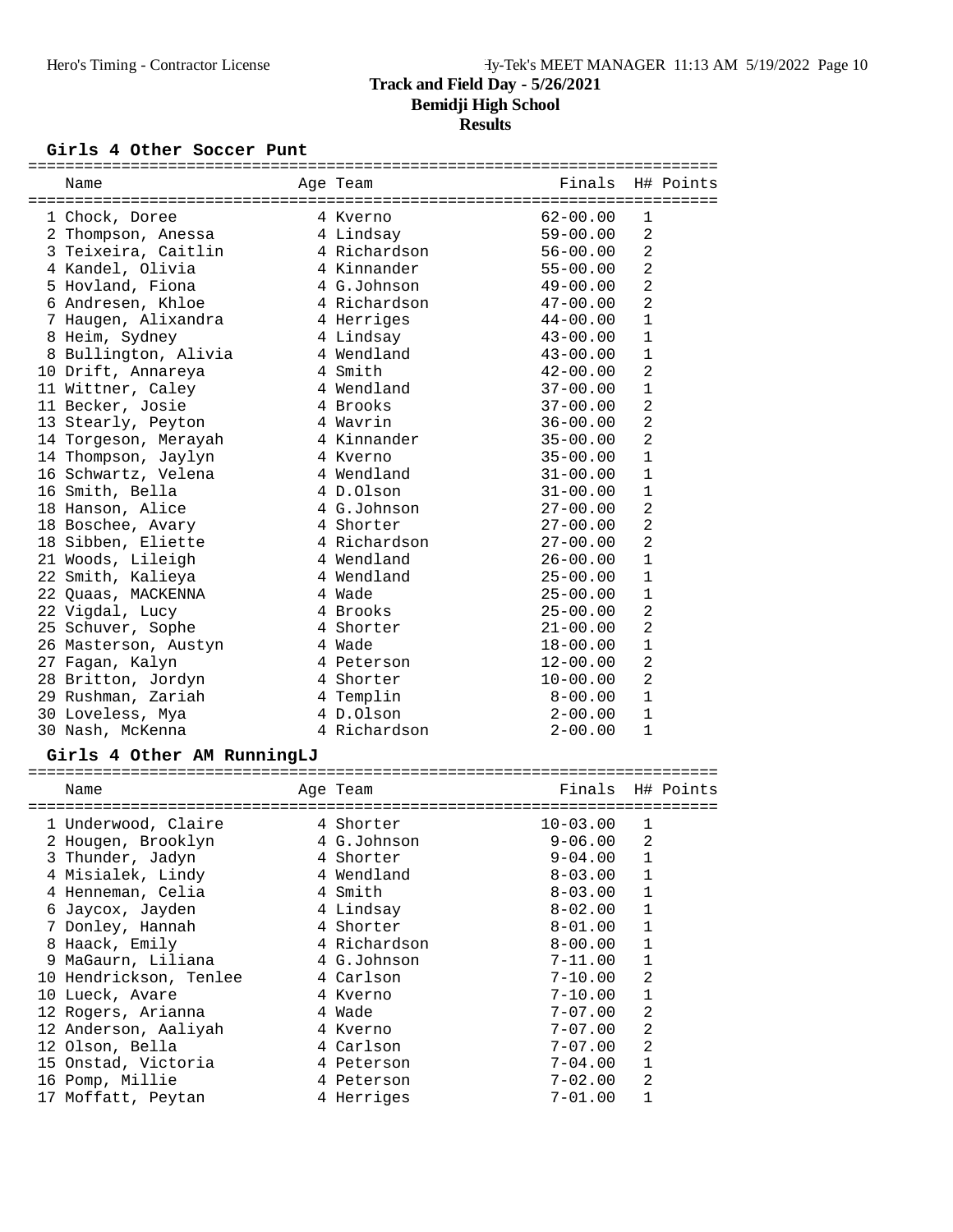# Track and Field Day - 5/26/2021

## Bemidji High School

## Results

### Girls 4 Other Soccer Punt

| Place | Name | Age | Team | Finals | H# | Points |
|---|---|---|---|---|---|---|
| 1 | Chock, Doree | 4 | Kverno | 62-00.00 | 1 | |
| 2 | Thompson, Anessa | 4 | Lindsay | 59-00.00 | 2 | |
| 3 | Teixeira, Caitlin | 4 | Richardson | 56-00.00 | 2 | |
| 4 | Kandel, Olivia | 4 | Kinnander | 55-00.00 | 2 | |
| 5 | Hovland, Fiona | 4 | G.Johnson | 49-00.00 | 2 | |
| 6 | Andresen, Khloe | 4 | Richardson | 47-00.00 | 2 | |
| 7 | Haugen, Alixandra | 4 | Herriges | 44-00.00 | 1 | |
| 8 | Heim, Sydney | 4 | Lindsay | 43-00.00 | 1 | |
| 8 | Bullington, Alivia | 4 | Wendland | 43-00.00 | 1 | |
| 10 | Drift, Annareya | 4 | Smith | 42-00.00 | 2 | |
| 11 | Wittner, Caley | 4 | Wendland | 37-00.00 | 1 | |
| 11 | Becker, Josie | 4 | Brooks | 37-00.00 | 2 | |
| 13 | Stearly, Peyton | 4 | Wavrin | 36-00.00 | 2 | |
| 14 | Torgeson, Merayah | 4 | Kinnander | 35-00.00 | 2 | |
| 14 | Thompson, Jaylyn | 4 | Kverno | 35-00.00 | 1 | |
| 16 | Schwartz, Velena | 4 | Wendland | 31-00.00 | 1 | |
| 16 | Smith, Bella | 4 | D.Olson | 31-00.00 | 1 | |
| 18 | Hanson, Alice | 4 | G.Johnson | 27-00.00 | 2 | |
| 18 | Boschee, Avary | 4 | Shorter | 27-00.00 | 2 | |
| 18 | Sibben, Eliette | 4 | Richardson | 27-00.00 | 2 | |
| 21 | Woods, Lileigh | 4 | Wendland | 26-00.00 | 1 | |
| 22 | Smith, Kalieya | 4 | Wendland | 25-00.00 | 1 | |
| 22 | Quaas, MACKENNA | 4 | Wade | 25-00.00 | 1 | |
| 22 | Vigdal, Lucy | 4 | Brooks | 25-00.00 | 2 | |
| 25 | Schuver, Sophe | 4 | Shorter | 21-00.00 | 2 | |
| 26 | Masterson, Austyn | 4 | Wade | 18-00.00 | 1 | |
| 27 | Fagan, Kalyn | 4 | Peterson | 12-00.00 | 2 | |
| 28 | Britton, Jordyn | 4 | Shorter | 10-00.00 | 2 | |
| 29 | Rushman, Zariah | 4 | Templin | 8-00.00 | 1 | |
| 30 | Loveless, Mya | 4 | D.Olson | 2-00.00 | 1 | |
| 30 | Nash, McKenna | 4 | Richardson | 2-00.00 | 1 | |

### Girls 4 Other AM RunningLJ

| Place | Name | Age | Team | Finals | H# | Points |
|---|---|---|---|---|---|---|
| 1 | Underwood, Claire | 4 | Shorter | 10-03.00 | 1 | |
| 2 | Hougen, Brooklyn | 4 | G.Johnson | 9-06.00 | 2 | |
| 3 | Thunder, Jadyn | 4 | Shorter | 9-04.00 | 1 | |
| 4 | Misialek, Lindy | 4 | Wendland | 8-03.00 | 1 | |
| 4 | Henneman, Celia | 4 | Smith | 8-03.00 | 1 | |
| 6 | Jaycox, Jayden | 4 | Lindsay | 8-02.00 | 1 | |
| 7 | Donley, Hannah | 4 | Shorter | 8-01.00 | 1 | |
| 8 | Haack, Emily | 4 | Richardson | 8-00.00 | 1 | |
| 9 | MaGaurn, Liliana | 4 | G.Johnson | 7-11.00 | 1 | |
| 10 | Hendrickson, Tenlee | 4 | Carlson | 7-10.00 | 2 | |
| 10 | Lueck, Avare | 4 | Kverno | 7-10.00 | 1 | |
| 12 | Rogers, Arianna | 4 | Wade | 7-07.00 | 2 | |
| 12 | Anderson, Aaliyah | 4 | Kverno | 7-07.00 | 2 | |
| 12 | Olson, Bella | 4 | Carlson | 7-07.00 | 2 | |
| 15 | Onstad, Victoria | 4 | Peterson | 7-04.00 | 1 | |
| 16 | Pomp, Millie | 4 | Peterson | 7-02.00 | 2 | |
| 17 | Moffatt, Peytan | 4 | Herriges | 7-01.00 | 1 | |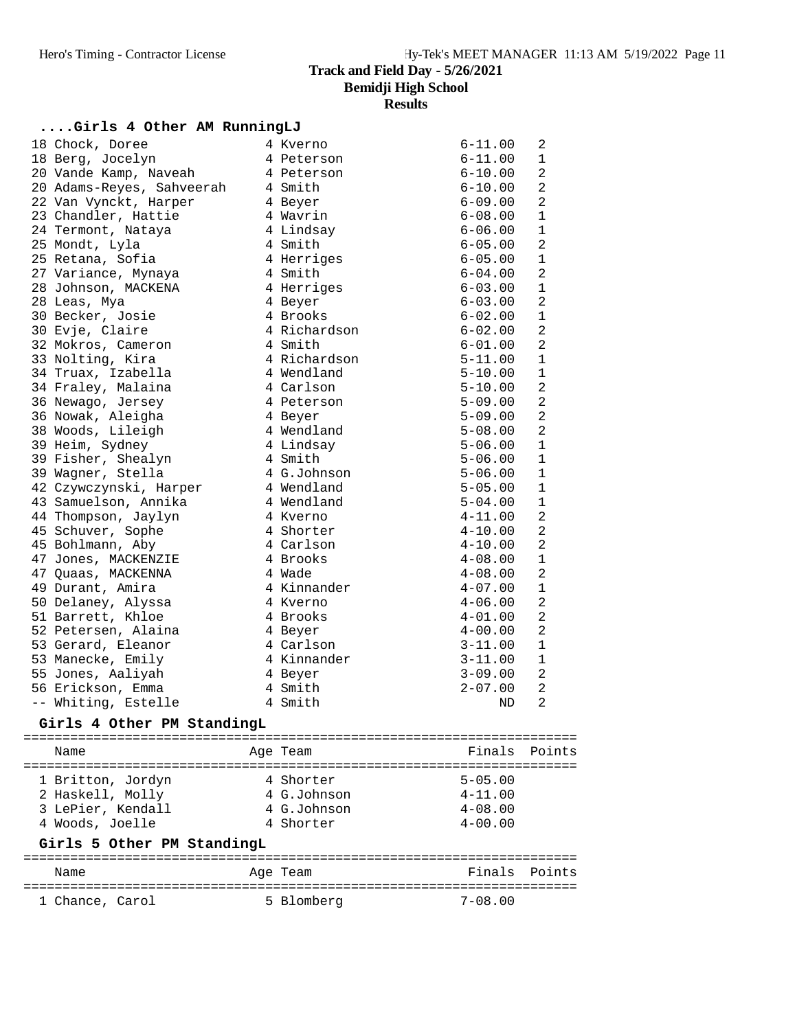# Track and Field Day - 5/26/2021
## Bemidji High School
### Results

## ....Girls 4 Other AM RunningLJ

| Place | Name | Age | Team | Finals | Points |
|---|---|---|---|---|---|
| 18 | Chock, Doree | 4 | Kverno | 6-11.00 | 2 |
| 18 | Berg, Jocelyn | 4 | Peterson | 6-11.00 | 1 |
| 20 | Vande Kamp, Naveah | 4 | Peterson | 6-10.00 | 2 |
| 20 | Adams-Reyes, Sahveerah | 4 | Smith | 6-10.00 | 2 |
| 22 | Van Vynckt, Harper | 4 | Beyer | 6-09.00 | 2 |
| 23 | Chandler, Hattie | 4 | Wavrin | 6-08.00 | 1 |
| 24 | Termont, Nataya | 4 | Lindsay | 6-06.00 | 1 |
| 25 | Mondt, Lyla | 4 | Smith | 6-05.00 | 2 |
| 25 | Retana, Sofia | 4 | Herriges | 6-05.00 | 1 |
| 27 | Variance, Mynaya | 4 | Smith | 6-04.00 | 2 |
| 28 | Johnson, MACKENA | 4 | Herriges | 6-03.00 | 1 |
| 28 | Leas, Mya | 4 | Beyer | 6-03.00 | 2 |
| 30 | Becker, Josie | 4 | Brooks | 6-02.00 | 1 |
| 30 | Evje, Claire | 4 | Richardson | 6-02.00 | 2 |
| 32 | Mokros, Cameron | 4 | Smith | 6-01.00 | 2 |
| 33 | Nolting, Kira | 4 | Richardson | 5-11.00 | 1 |
| 34 | Truax, Izabella | 4 | Wendland | 5-10.00 | 1 |
| 34 | Fraley, Malaina | 4 | Carlson | 5-10.00 | 2 |
| 36 | Newago, Jersey | 4 | Peterson | 5-09.00 | 2 |
| 36 | Nowak, Aleigha | 4 | Beyer | 5-09.00 | 2 |
| 38 | Woods, Lileigh | 4 | Wendland | 5-08.00 | 2 |
| 39 | Heim, Sydney | 4 | Lindsay | 5-06.00 | 1 |
| 39 | Fisher, Shealyn | 4 | Smith | 5-06.00 | 1 |
| 39 | Wagner, Stella | 4 | G.Johnson | 5-06.00 | 1 |
| 42 | Czywczynski, Harper | 4 | Wendland | 5-05.00 | 1 |
| 43 | Samuelson, Annika | 4 | Wendland | 5-04.00 | 1 |
| 44 | Thompson, Jaylyn | 4 | Kverno | 4-11.00 | 2 |
| 45 | Schuver, Sophe | 4 | Shorter | 4-10.00 | 2 |
| 45 | Bohlmann, Aby | 4 | Carlson | 4-10.00 | 2 |
| 47 | Jones, MACKENZIE | 4 | Brooks | 4-08.00 | 1 |
| 47 | Quaas, MACKENNA | 4 | Wade | 4-08.00 | 2 |
| 49 | Durant, Amira | 4 | Kinnander | 4-07.00 | 1 |
| 50 | Delaney, Alyssa | 4 | Kverno | 4-06.00 | 2 |
| 51 | Barrett, Khloe | 4 | Brooks | 4-01.00 | 2 |
| 52 | Petersen, Alaina | 4 | Beyer | 4-00.00 | 2 |
| 53 | Gerard, Eleanor | 4 | Carlson | 3-11.00 | 1 |
| 53 | Manecke, Emily | 4 | Kinnander | 3-11.00 | 1 |
| 55 | Jones, Aaliyah | 4 | Beyer | 3-09.00 | 2 |
| 56 | Erickson, Emma | 4 | Smith | 2-07.00 | 2 |
| -- | Whiting, Estelle | 4 | Smith | ND | 2 |

## Girls 4 Other PM StandingL

| Place | Name | Age | Team | Finals | Points |
|---|---|---|---|---|---|
| 1 | Britton, Jordyn | 4 | Shorter | 5-05.00 | |
| 2 | Haskell, Molly | 4 | G.Johnson | 4-11.00 | |
| 3 | LePier, Kendall | 4 | G.Johnson | 4-08.00 | |
| 4 | Woods, Joelle | 4 | Shorter | 4-00.00 | |

## Girls 5 Other PM StandingL

| Place | Name | Age | Team | Finals | Points |
|---|---|---|---|---|---|
| 1 | Chance, Carol | 5 | Blomberg | 7-08.00 | |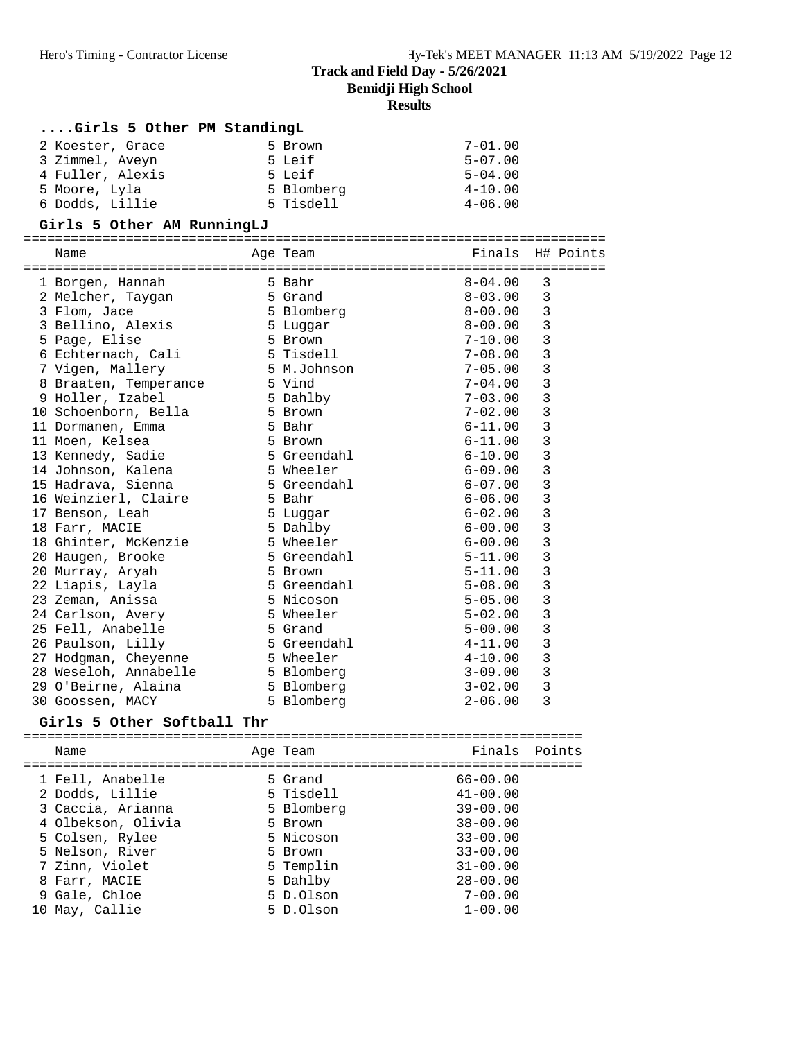# Track and Field Day - 5/26/2021

## Bemidji High School

### Results

#### ....Girls 5 Other PM StandingL

| Place | Name | Age | Team | Finals |
|---|---|---|---|---|
| 2 | Koester, Grace | 5 | Brown | 7-01.00 |
| 3 | Zimmel, Aveyn | 5 | Leif | 5-07.00 |
| 4 | Fuller, Alexis | 5 | Leif | 5-04.00 |
| 5 | Moore, Lyla | 5 | Blomberg | 4-10.00 |
| 6 | Dodds, Lillie | 5 | Tisdell | 4-06.00 |

#### Girls 5 Other AM RunningLJ

| Place | Name | Age | Team | Finals | H# | Points |
|---|---|---|---|---|---|---|
| 1 | Borgen, Hannah | 5 | Bahr | 8-04.00 | 3 | |
| 2 | Melcher, Taygan | 5 | Grand | 8-03.00 | 3 | |
| 3 | Flom, Jace | 5 | Blomberg | 8-00.00 | 3 | |
| 3 | Bellino, Alexis | 5 | Luggar | 8-00.00 | 3 | |
| 5 | Page, Elise | 5 | Brown | 7-10.00 | 3 | |
| 6 | Echternach, Cali | 5 | Tisdell | 7-08.00 | 3 | |
| 7 | Vigen, Mallery | 5 | M.Johnson | 7-05.00 | 3 | |
| 8 | Braaten, Temperance | 5 | Vind | 7-04.00 | 3 | |
| 9 | Holler, Izabel | 5 | Dahlby | 7-03.00 | 3 | |
| 10 | Schoenborn, Bella | 5 | Brown | 7-02.00 | 3 | |
| 11 | Dormanen, Emma | 5 | Bahr | 6-11.00 | 3 | |
| 11 | Moen, Kelsea | 5 | Brown | 6-11.00 | 3 | |
| 13 | Kennedy, Sadie | 5 | Greendahl | 6-10.00 | 3 | |
| 14 | Johnson, Kalena | 5 | Wheeler | 6-09.00 | 3 | |
| 15 | Hadrava, Sienna | 5 | Greendahl | 6-07.00 | 3 | |
| 16 | Weinzierl, Claire | 5 | Bahr | 6-06.00 | 3 | |
| 17 | Benson, Leah | 5 | Luggar | 6-02.00 | 3 | |
| 18 | Farr, MACIE | 5 | Dahlby | 6-00.00 | 3 | |
| 18 | Ghinter, McKenzie | 5 | Wheeler | 6-00.00 | 3 | |
| 20 | Haugen, Brooke | 5 | Greendahl | 5-11.00 | 3 | |
| 20 | Murray, Aryah | 5 | Brown | 5-11.00 | 3 | |
| 22 | Liapis, Layla | 5 | Greendahl | 5-08.00 | 3 | |
| 23 | Zeman, Anissa | 5 | Nicoson | 5-05.00 | 3 | |
| 24 | Carlson, Avery | 5 | Wheeler | 5-02.00 | 3 | |
| 25 | Fell, Anabelle | 5 | Grand | 5-00.00 | 3 | |
| 26 | Paulson, Lilly | 5 | Greendahl | 4-11.00 | 3 | |
| 27 | Hodgman, Cheyenne | 5 | Wheeler | 4-10.00 | 3 | |
| 28 | Weseloh, Annabelle | 5 | Blomberg | 3-09.00 | 3 | |
| 29 | O'Beirne, Alaina | 5 | Blomberg | 3-02.00 | 3 | |
| 30 | Goossen, MACY | 5 | Blomberg | 2-06.00 | 3 | |

#### Girls 5 Other Softball Thr

| Place | Name | Age | Team | Finals | Points |
|---|---|---|---|---|---|
| 1 | Fell, Anabelle | 5 | Grand | 66-00.00 | |
| 2 | Dodds, Lillie | 5 | Tisdell | 41-00.00 | |
| 3 | Caccia, Arianna | 5 | Blomberg | 39-00.00 | |
| 4 | Olbekson, Olivia | 5 | Brown | 38-00.00 | |
| 5 | Colsen, Rylee | 5 | Nicoson | 33-00.00 | |
| 5 | Nelson, River | 5 | Brown | 33-00.00 | |
| 7 | Zinn, Violet | 5 | Templin | 31-00.00 | |
| 8 | Farr, MACIE | 5 | Dahlby | 28-00.00 | |
| 9 | Gale, Chloe | 5 | D.Olson | 7-00.00 | |
| 10 | May, Callie | 5 | D.Olson | 1-00.00 | |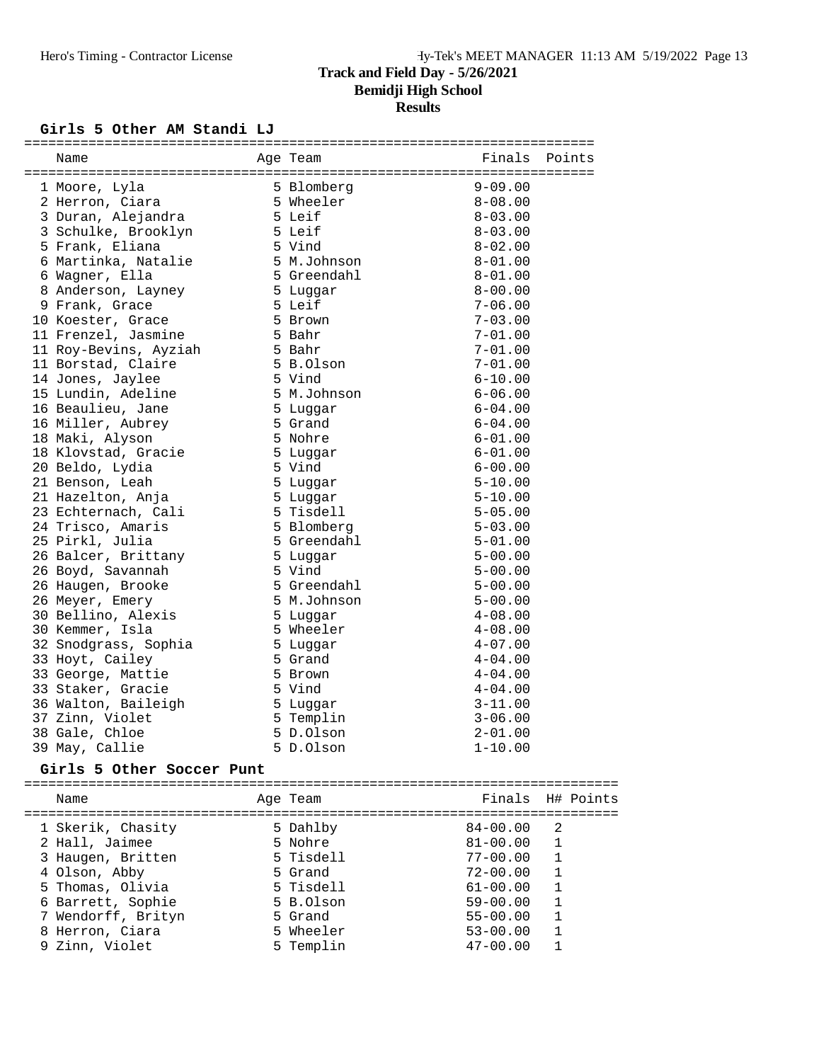# Track and Field Day - 5/26/2021

## Bemidji High School

### Results

#### Girls 5 Other AM Standi LJ

| | Name | Age | Team | Finals | Points |
|---|---|---|---|---|---|
| 1 | Moore, Lyla | 5 | Blomberg | 9-09.00 | |
| 2 | Herron, Ciara | 5 | Wheeler | 8-08.00 | |
| 3 | Duran, Alejandra | 5 | Leif | 8-03.00 | |
| 3 | Schulke, Brooklyn | 5 | Leif | 8-03.00 | |
| 5 | Frank, Eliana | 5 | Vind | 8-02.00 | |
| 6 | Martinka, Natalie | 5 | M.Johnson | 8-01.00 | |
| 6 | Wagner, Ella | 5 | Greendahl | 8-01.00 | |
| 8 | Anderson, Layney | 5 | Luggar | 8-00.00 | |
| 9 | Frank, Grace | 5 | Leif | 7-06.00 | |
| 10 | Koester, Grace | 5 | Brown | 7-03.00 | |
| 11 | Frenzel, Jasmine | 5 | Bahr | 7-01.00 | |
| 11 | Roy-Bevins, Ayziah | 5 | Bahr | 7-01.00 | |
| 11 | Borstad, Claire | 5 | B.Olson | 7-01.00 | |
| 14 | Jones, Jaylee | 5 | Vind | 6-10.00 | |
| 15 | Lundin, Adeline | 5 | M.Johnson | 6-06.00 | |
| 16 | Beaulieu, Jane | 5 | Luggar | 6-04.00 | |
| 16 | Miller, Aubrey | 5 | Grand | 6-04.00 | |
| 18 | Maki, Alyson | 5 | Nohre | 6-01.00 | |
| 18 | Klovstad, Gracie | 5 | Luggar | 6-01.00 | |
| 20 | Beldo, Lydia | 5 | Vind | 6-00.00 | |
| 21 | Benson, Leah | 5 | Luggar | 5-10.00 | |
| 21 | Hazelton, Anja | 5 | Luggar | 5-10.00 | |
| 23 | Echternach, Cali | 5 | Tisdell | 5-05.00 | |
| 24 | Trisco, Amaris | 5 | Blomberg | 5-03.00 | |
| 25 | Pirkl, Julia | 5 | Greendahl | 5-01.00 | |
| 26 | Balcer, Brittany | 5 | Luggar | 5-00.00 | |
| 26 | Boyd, Savannah | 5 | Vind | 5-00.00 | |
| 26 | Haugen, Brooke | 5 | Greendahl | 5-00.00 | |
| 26 | Meyer, Emery | 5 | M.Johnson | 5-00.00 | |
| 30 | Bellino, Alexis | 5 | Luggar | 4-08.00 | |
| 30 | Kemmer, Isla | 5 | Wheeler | 4-08.00 | |
| 32 | Snodgrass, Sophia | 5 | Luggar | 4-07.00 | |
| 33 | Hoyt, Cailey | 5 | Grand | 4-04.00 | |
| 33 | George, Mattie | 5 | Brown | 4-04.00 | |
| 33 | Staker, Gracie | 5 | Vind | 4-04.00 | |
| 36 | Walton, Baileigh | 5 | Luggar | 3-11.00 | |
| 37 | Zinn, Violet | 5 | Templin | 3-06.00 | |
| 38 | Gale, Chloe | 5 | D.Olson | 2-01.00 | |
| 39 | May, Callie | 5 | D.Olson | 1-10.00 | |

#### Girls 5 Other Soccer Punt

| | Name | Age | Team | Finals | H# | Points |
|---|---|---|---|---|---|---|
| 1 | Skerik, Chasity | 5 | Dahlby | 84-00.00 | 2 | |
| 2 | Hall, Jaimee | 5 | Nohre | 81-00.00 | 1 | |
| 3 | Haugen, Britten | 5 | Tisdell | 77-00.00 | 1 | |
| 4 | Olson, Abby | 5 | Grand | 72-00.00 | 1 | |
| 5 | Thomas, Olivia | 5 | Tisdell | 61-00.00 | 1 | |
| 6 | Barrett, Sophie | 5 | B.Olson | 59-00.00 | 1 | |
| 7 | Wendorff, Brityn | 5 | Grand | 55-00.00 | 1 | |
| 8 | Herron, Ciara | 5 | Wheeler | 53-00.00 | 1 | |
| 9 | Zinn, Violet | 5 | Templin | 47-00.00 | 1 | |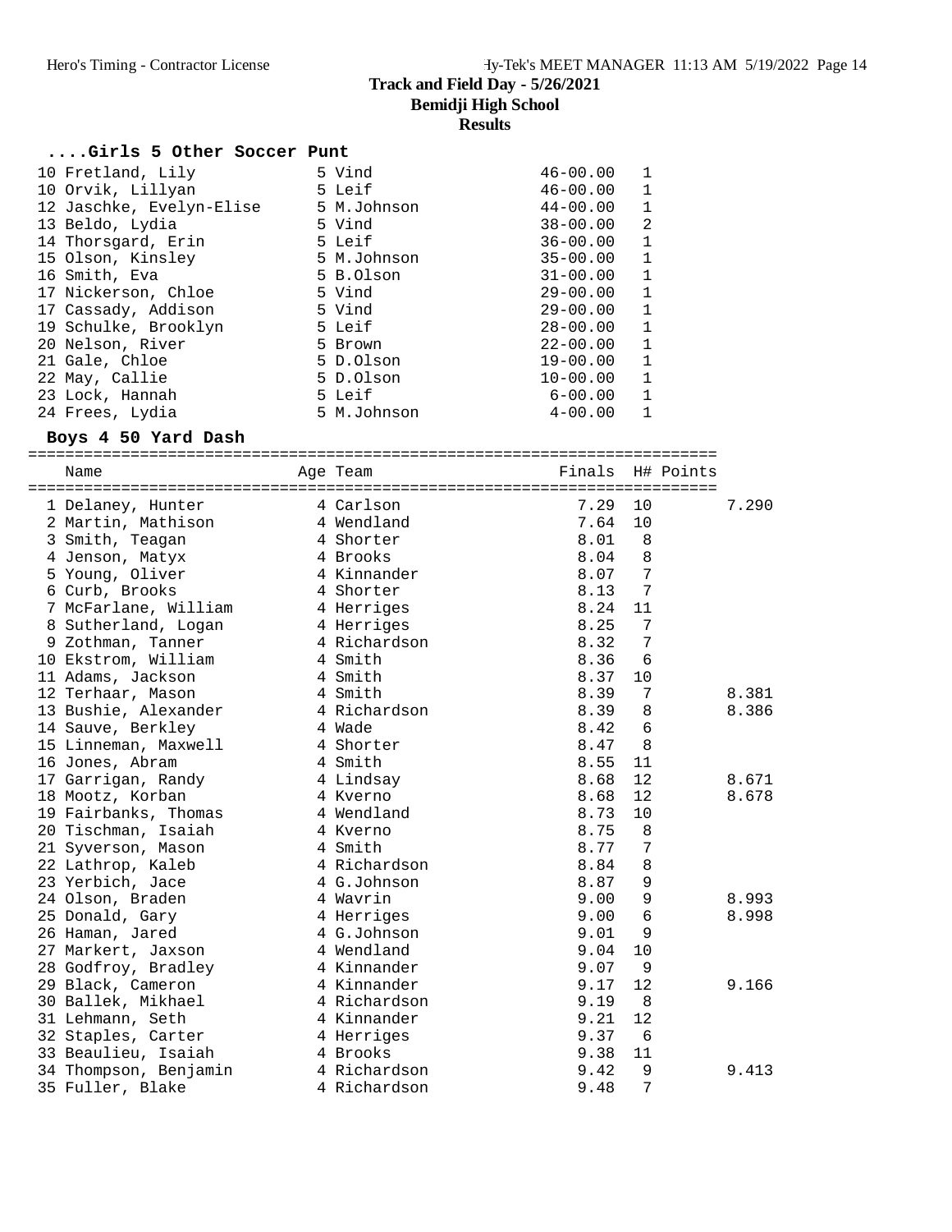# Track and Field Day - 5/26/2021
## Bemidji High School
### Results

#### ....Girls 5 Other Soccer Punt

| Place | Name | Age | Team | Finals | H# |
|---|---|---|---|---|---|
| 10 | Fretland, Lily | 5 | Vind | 46-00.00 | 1 |
| 10 | Orvik, Lillyan | 5 | Leif | 46-00.00 | 1 |
| 12 | Jaschke, Evelyn-Elise | 5 | M.Johnson | 44-00.00 | 1 |
| 13 | Beldo, Lydia | 5 | Vind | 38-00.00 | 2 |
| 14 | Thorsgard, Erin | 5 | Leif | 36-00.00 | 1 |
| 15 | Olson, Kinsley | 5 | M.Johnson | 35-00.00 | 1 |
| 16 | Smith, Eva | 5 | B.Olson | 31-00.00 | 1 |
| 17 | Nickerson, Chloe | 5 | Vind | 29-00.00 | 1 |
| 17 | Cassady, Addison | 5 | Vind | 29-00.00 | 1 |
| 19 | Schulke, Brooklyn | 5 | Leif | 28-00.00 | 1 |
| 20 | Nelson, River | 5 | Brown | 22-00.00 | 1 |
| 21 | Gale, Chloe | 5 | D.Olson | 19-00.00 | 1 |
| 22 | May, Callie | 5 | D.Olson | 10-00.00 | 1 |
| 23 | Lock, Hannah | 5 | Leif | 6-00.00 | 1 |
| 24 | Frees, Lydia | 5 | M.Johnson | 4-00.00 | 1 |

#### Boys 4 50 Yard Dash

| Place | Name | Age | Team | Finals | H# | Points | |
|---|---|---|---|---|---|---|---|
| 1 | Delaney, Hunter | 4 | Carlson | 7.29 | 10 | | 7.290 |
| 2 | Martin, Mathison | 4 | Wendland | 7.64 | 10 | | |
| 3 | Smith, Teagan | 4 | Shorter | 8.01 | 8 | | |
| 4 | Jenson, Matyx | 4 | Brooks | 8.04 | 8 | | |
| 5 | Young, Oliver | 4 | Kinnander | 8.07 | 7 | | |
| 6 | Curb, Brooks | 4 | Shorter | 8.13 | 7 | | |
| 7 | McFarlane, William | 4 | Herriges | 8.24 | 11 | | |
| 8 | Sutherland, Logan | 4 | Herriges | 8.25 | 7 | | |
| 9 | Zothman, Tanner | 4 | Richardson | 8.32 | 7 | | |
| 10 | Ekstrom, William | 4 | Smith | 8.36 | 6 | | |
| 11 | Adams, Jackson | 4 | Smith | 8.37 | 10 | | |
| 12 | Terhaar, Mason | 4 | Smith | 8.39 | 7 | | 8.381 |
| 13 | Bushie, Alexander | 4 | Richardson | 8.39 | 8 | | 8.386 |
| 14 | Sauve, Berkley | 4 | Wade | 8.42 | 6 | | |
| 15 | Linneman, Maxwell | 4 | Shorter | 8.47 | 8 | | |
| 16 | Jones, Abram | 4 | Smith | 8.55 | 11 | | |
| 17 | Garrigan, Randy | 4 | Lindsay | 8.68 | 12 | | 8.671 |
| 18 | Mootz, Korban | 4 | Kverno | 8.68 | 12 | | 8.678 |
| 19 | Fairbanks, Thomas | 4 | Wendland | 8.73 | 10 | | |
| 20 | Tischman, Isaiah | 4 | Kverno | 8.75 | 8 | | |
| 21 | Syverson, Mason | 4 | Smith | 8.77 | 7 | | |
| 22 | Lathrop, Kaleb | 4 | Richardson | 8.84 | 8 | | |
| 23 | Yerbich, Jace | 4 | G.Johnson | 8.87 | 9 | | |
| 24 | Olson, Braden | 4 | Wavrin | 9.00 | 9 | | 8.993 |
| 25 | Donald, Gary | 4 | Herriges | 9.00 | 6 | | 8.998 |
| 26 | Haman, Jared | 4 | G.Johnson | 9.01 | 9 | | |
| 27 | Markert, Jaxson | 4 | Wendland | 9.04 | 10 | | |
| 28 | Godfroy, Bradley | 4 | Kinnander | 9.07 | 9 | | |
| 29 | Black, Cameron | 4 | Kinnander | 9.17 | 12 | | 9.166 |
| 30 | Ballek, Mikhael | 4 | Richardson | 9.19 | 8 | | |
| 31 | Lehmann, Seth | 4 | Kinnander | 9.21 | 12 | | |
| 32 | Staples, Carter | 4 | Herriges | 9.37 | 6 | | |
| 33 | Beaulieu, Isaiah | 4 | Brooks | 9.38 | 11 | | |
| 34 | Thompson, Benjamin | 4 | Richardson | 9.42 | 9 | | 9.413 |
| 35 | Fuller, Blake | 4 | Richardson | 9.48 | 7 | | |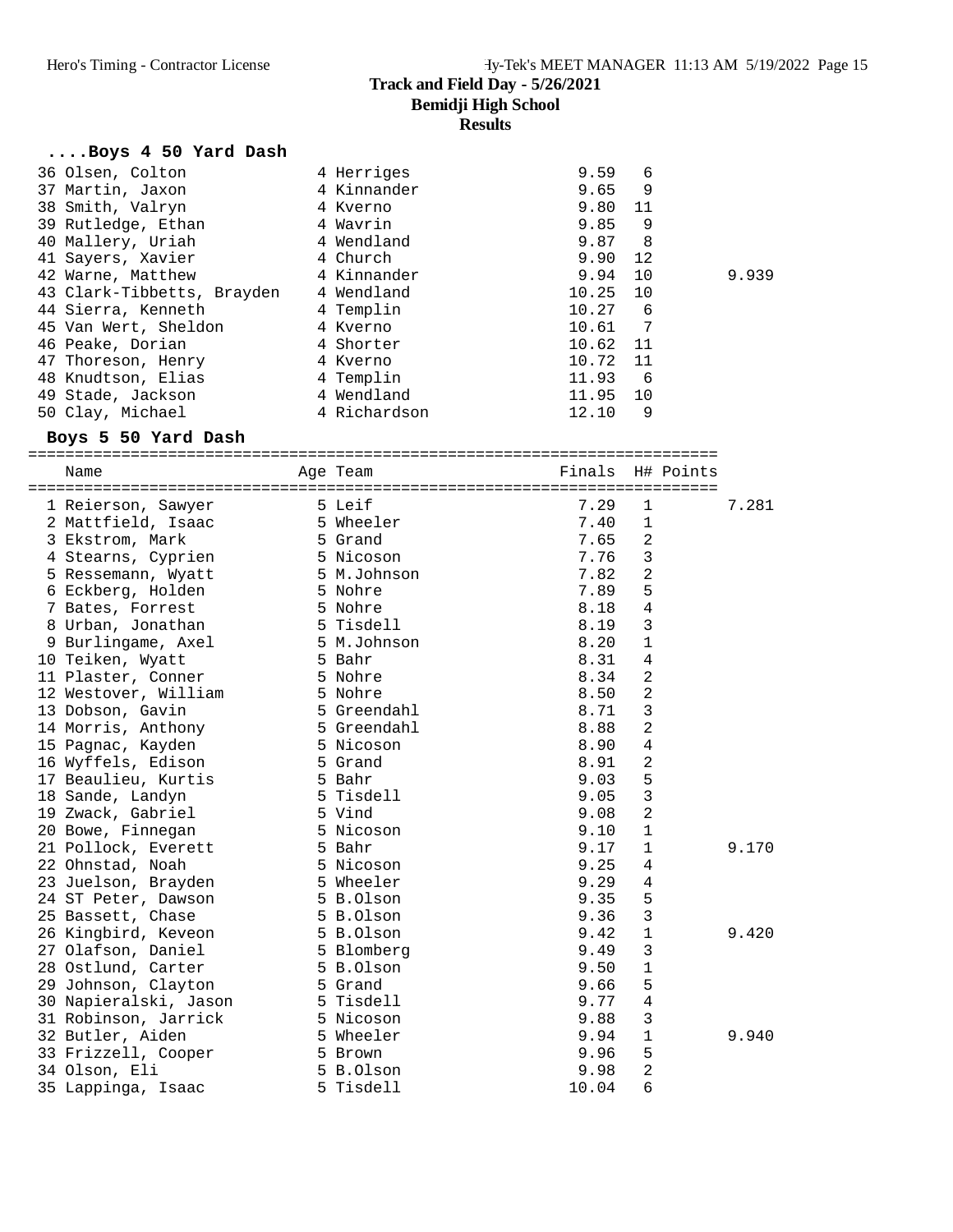# Track and Field Day - 5/26/2021

## Bemidji High School

### Results

#### ....Boys 4 50 Yard Dash

| Name | Age | Team | Finals | H# | Points | |
|---|---|---|---|---|---|---|
| 36 Olsen, Colton | 4 | Herriges | 9.59 | 6 | | |
| 37 Martin, Jaxon | 4 | Kinnander | 9.65 | 9 | | |
| 38 Smith, Valryn | 4 | Kverno | 9.80 | 11 | | |
| 39 Rutledge, Ethan | 4 | Wavrin | 9.85 | 9 | | |
| 40 Mallery, Uriah | 4 | Wendland | 9.87 | 8 | | |
| 41 Sayers, Xavier | 4 | Church | 9.90 | 12 | | |
| 42 Warne, Matthew | 4 | Kinnander | 9.94 | 10 | | 9.939 |
| 43 Clark-Tibbetts, Brayden | 4 | Wendland | 10.25 | 10 | | |
| 44 Sierra, Kenneth | 4 | Templin | 10.27 | 6 | | |
| 45 Van Wert, Sheldon | 4 | Kverno | 10.61 | 7 | | |
| 46 Peake, Dorian | 4 | Shorter | 10.62 | 11 | | |
| 47 Thoreson, Henry | 4 | Kverno | 10.72 | 11 | | |
| 48 Knudtson, Elias | 4 | Templin | 11.93 | 6 | | |
| 49 Stade, Jackson | 4 | Wendland | 11.95 | 10 | | |
| 50 Clay, Michael | 4 | Richardson | 12.10 | 9 | | |

#### Boys 5 50 Yard Dash

| Name | Age | Team | Finals | H# | Points | |
|---|---|---|---|---|---|---|
| 1 Reierson, Sawyer | 5 | Leif | 7.29 | 1 | | 7.281 |
| 2 Mattfield, Isaac | 5 | Wheeler | 7.40 | 1 | | |
| 3 Ekstrom, Mark | 5 | Grand | 7.65 | 2 | | |
| 4 Stearns, Cyprien | 5 | Nicoson | 7.76 | 3 | | |
| 5 Ressemann, Wyatt | 5 | M.Johnson | 7.82 | 2 | | |
| 6 Eckberg, Holden | 5 | Nohre | 7.89 | 5 | | |
| 7 Bates, Forrest | 5 | Nohre | 8.18 | 4 | | |
| 8 Urban, Jonathan | 5 | Tisdell | 8.19 | 3 | | |
| 9 Burlingame, Axel | 5 | M.Johnson | 8.20 | 1 | | |
| 10 Teiken, Wyatt | 5 | Bahr | 8.31 | 4 | | |
| 11 Plaster, Conner | 5 | Nohre | 8.34 | 2 | | |
| 12 Westover, William | 5 | Nohre | 8.50 | 2 | | |
| 13 Dobson, Gavin | 5 | Greendahl | 8.71 | 3 | | |
| 14 Morris, Anthony | 5 | Greendahl | 8.88 | 2 | | |
| 15 Pagnac, Kayden | 5 | Nicoson | 8.90 | 4 | | |
| 16 Wyffels, Edison | 5 | Grand | 8.91 | 2 | | |
| 17 Beaulieu, Kurtis | 5 | Bahr | 9.03 | 5 | | |
| 18 Sande, Landyn | 5 | Tisdell | 9.05 | 3 | | |
| 19 Zwack, Gabriel | 5 | Vind | 9.08 | 2 | | |
| 20 Bowe, Finnegan | 5 | Nicoson | 9.10 | 1 | | |
| 21 Pollock, Everett | 5 | Bahr | 9.17 | 1 | | 9.170 |
| 22 Ohnstad, Noah | 5 | Nicoson | 9.25 | 4 | | |
| 23 Juelson, Brayden | 5 | Wheeler | 9.29 | 4 | | |
| 24 ST Peter, Dawson | 5 | B.Olson | 9.35 | 5 | | |
| 25 Bassett, Chase | 5 | B.Olson | 9.36 | 3 | | |
| 26 Kingbird, Keveon | 5 | B.Olson | 9.42 | 1 | | 9.420 |
| 27 Olafson, Daniel | 5 | Blomberg | 9.49 | 3 | | |
| 28 Ostlund, Carter | 5 | B.Olson | 9.50 | 1 | | |
| 29 Johnson, Clayton | 5 | Grand | 9.66 | 5 | | |
| 30 Napieralski, Jason | 5 | Tisdell | 9.77 | 4 | | |
| 31 Robinson, Jarrick | 5 | Nicoson | 9.88 | 3 | | |
| 32 Butler, Aiden | 5 | Wheeler | 9.94 | 1 | | 9.940 |
| 33 Frizzell, Cooper | 5 | Brown | 9.96 | 5 | | |
| 34 Olson, Eli | 5 | B.Olson | 9.98 | 2 | | |
| 35 Lappinga, Isaac | 5 | Tisdell | 10.04 | 6 | | |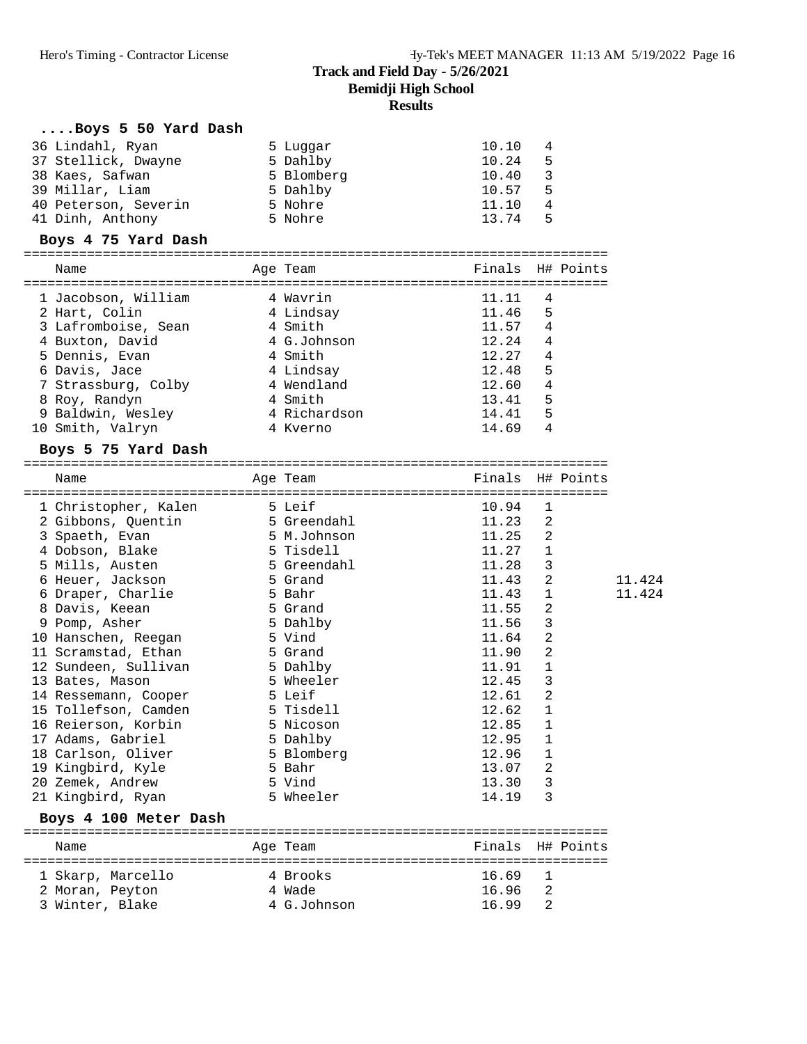# Track and Field Day - 5/26/2021
## Bemidji High School
### Results

#### ....Boys 5 50 Yard Dash

| Name | Age | Team | Finals | H# | Points |
|---|---|---|---|---|---|
| 36 Lindahl, Ryan | 5 | Luggar | 10.10 | 4 | |
| 37 Stellick, Dwayne | 5 | Dahlby | 10.24 | 5 | |
| 38 Kaes, Safwan | 5 | Blomberg | 10.40 | 3 | |
| 39 Millar, Liam | 5 | Dahlby | 10.57 | 5 | |
| 40 Peterson, Severin | 5 | Nohre | 11.10 | 4 | |
| 41 Dinh, Anthony | 5 | Nohre | 13.74 | 5 | |

#### Boys 4 75 Yard Dash

| Name | Age | Team | Finals | H# | Points |
|---|---|---|---|---|---|
| 1 Jacobson, William | 4 | Wavrin | 11.11 | 4 | |
| 2 Hart, Colin | 4 | Lindsay | 11.46 | 5 | |
| 3 Lafromboise, Sean | 4 | Smith | 11.57 | 4 | |
| 4 Buxton, David | 4 | G.Johnson | 12.24 | 4 | |
| 5 Dennis, Evan | 4 | Smith | 12.27 | 4 | |
| 6 Davis, Jace | 4 | Lindsay | 12.48 | 5 | |
| 7 Strassburg, Colby | 4 | Wendland | 12.60 | 4 | |
| 8 Roy, Randyn | 4 | Smith | 13.41 | 5 | |
| 9 Baldwin, Wesley | 4 | Richardson | 14.41 | 5 | |
| 10 Smith, Valryn | 4 | Kverno | 14.69 | 4 | |

#### Boys 5 75 Yard Dash

| Name | Age | Team | Finals | H# | Points | |
|---|---|---|---|---|---|---|
| 1 Christopher, Kalen | 5 | Leif | 10.94 | 1 | | |
| 2 Gibbons, Quentin | 5 | Greendahl | 11.23 | 2 | | |
| 3 Spaeth, Evan | 5 | M.Johnson | 11.25 | 2 | | |
| 4 Dobson, Blake | 5 | Tisdell | 11.27 | 1 | | |
| 5 Mills, Austen | 5 | Greendahl | 11.28 | 3 | | |
| 6 Heuer, Jackson | 5 | Grand | 11.43 | 2 | | 11.424 |
| 6 Draper, Charlie | 5 | Bahr | 11.43 | 1 | | 11.424 |
| 8 Davis, Keean | 5 | Grand | 11.55 | 2 | | |
| 9 Pomp, Asher | 5 | Dahlby | 11.56 | 3 | | |
| 10 Hanschen, Reegan | 5 | Vind | 11.64 | 2 | | |
| 11 Scramstad, Ethan | 5 | Grand | 11.90 | 2 | | |
| 12 Sundeen, Sullivan | 5 | Dahlby | 11.91 | 1 | | |
| 13 Bates, Mason | 5 | Wheeler | 12.45 | 3 | | |
| 14 Ressemann, Cooper | 5 | Leif | 12.61 | 2 | | |
| 15 Tollefson, Camden | 5 | Tisdell | 12.62 | 1 | | |
| 16 Reierson, Korbin | 5 | Nicoson | 12.85 | 1 | | |
| 17 Adams, Gabriel | 5 | Dahlby | 12.95 | 1 | | |
| 18 Carlson, Oliver | 5 | Blomberg | 12.96 | 1 | | |
| 19 Kingbird, Kyle | 5 | Bahr | 13.07 | 2 | | |
| 20 Zemek, Andrew | 5 | Vind | 13.30 | 3 | | |
| 21 Kingbird, Ryan | 5 | Wheeler | 14.19 | 3 | | |

#### Boys 4 100 Meter Dash

| Name | Age | Team | Finals | H# | Points |
|---|---|---|---|---|---|
| 1 Skarp, Marcello | 4 | Brooks | 16.69 | 1 | |
| 2 Moran, Peyton | 4 | Wade | 16.96 | 2 | |
| 3 Winter, Blake | 4 | G.Johnson | 16.99 | 2 | |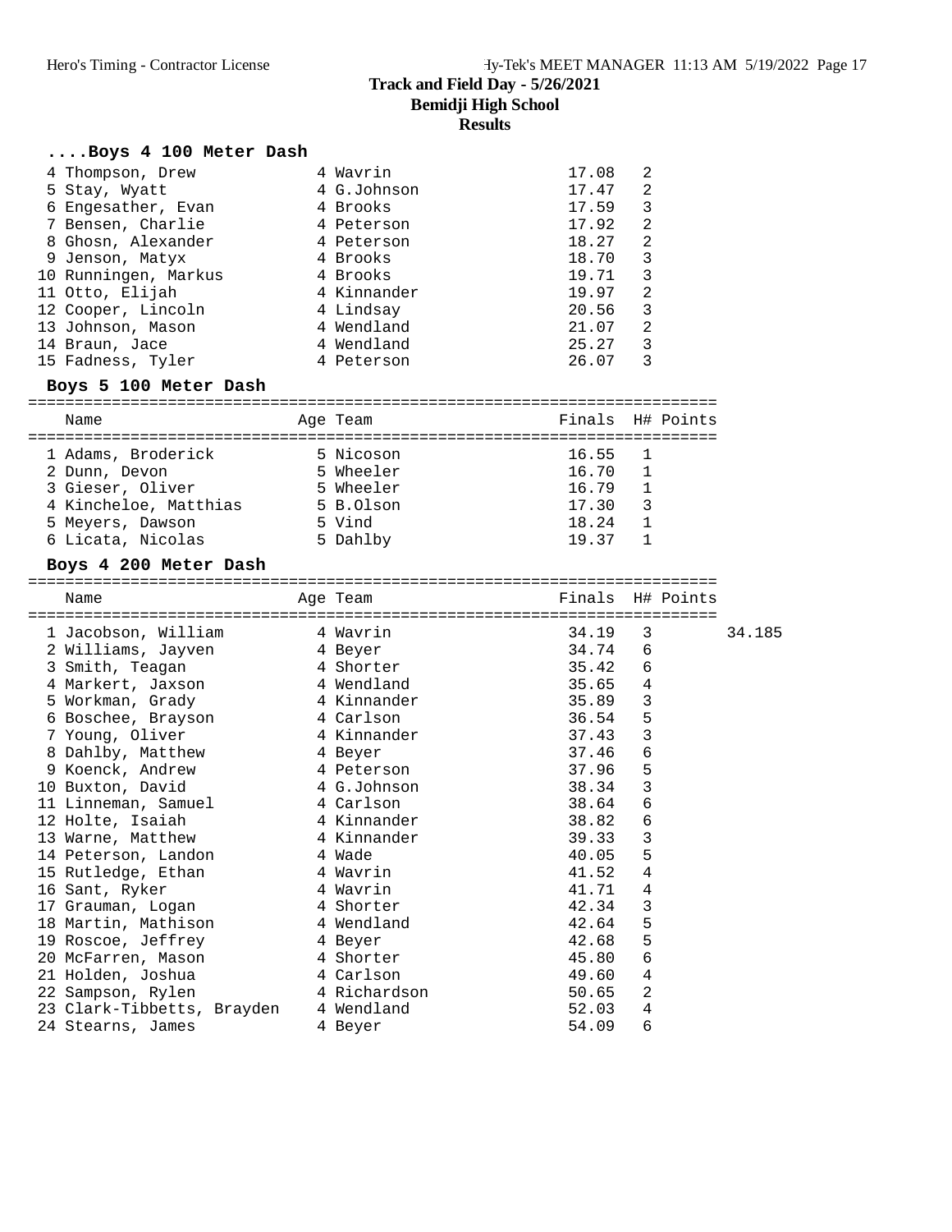# Track and Field Day - 5/26/2021

## Bemidji High School

### Results

#### ....Boys 4 100 Meter Dash

| Name | Age | Team | Finals | H# | Points |
|---|---|---|---|---|---|
| 4 Thompson, Drew | 4 | Wavrin | 17.08 | 2 | |
| 5 Stay, Wyatt | 4 | G.Johnson | 17.47 | 2 | |
| 6 Engesather, Evan | 4 | Brooks | 17.59 | 3 | |
| 7 Bensen, Charlie | 4 | Peterson | 17.92 | 2 | |
| 8 Ghosn, Alexander | 4 | Peterson | 18.27 | 2 | |
| 9 Jenson, Matyx | 4 | Brooks | 18.70 | 3 | |
| 10 Runningen, Markus | 4 | Brooks | 19.71 | 3 | |
| 11 Otto, Elijah | 4 | Kinnander | 19.97 | 2 | |
| 12 Cooper, Lincoln | 4 | Lindsay | 20.56 | 3 | |
| 13 Johnson, Mason | 4 | Wendland | 21.07 | 2 | |
| 14 Braun, Jace | 4 | Wendland | 25.27 | 3 | |
| 15 Fadness, Tyler | 4 | Peterson | 26.07 | 3 | |

#### Boys 5 100 Meter Dash

| Name | Age | Team | Finals | H# | Points |
|---|---|---|---|---|---|
| 1 Adams, Broderick | 5 | Nicoson | 16.55 | 1 | |
| 2 Dunn, Devon | 5 | Wheeler | 16.70 | 1 | |
| 3 Gieser, Oliver | 5 | Wheeler | 16.79 | 1 | |
| 4 Kincheloe, Matthias | 5 | B.Olson | 17.30 | 3 | |
| 5 Meyers, Dawson | 5 | Vind | 18.24 | 1 | |
| 6 Licata, Nicolas | 5 | Dahlby | 19.37 | 1 | |

#### Boys 4 200 Meter Dash

| Name | Age | Team | Finals | H# | Points | |
|---|---|---|---|---|---|---|
| 1 Jacobson, William | 4 | Wavrin | 34.19 | 3 | | 34.185 |
| 2 Williams, Jayven | 4 | Beyer | 34.74 | 6 | | |
| 3 Smith, Teagan | 4 | Shorter | 35.42 | 6 | | |
| 4 Markert, Jaxson | 4 | Wendland | 35.65 | 4 | | |
| 5 Workman, Grady | 4 | Kinnander | 35.89 | 3 | | |
| 6 Boschee, Brayson | 4 | Carlson | 36.54 | 5 | | |
| 7 Young, Oliver | 4 | Kinnander | 37.43 | 3 | | |
| 8 Dahlby, Matthew | 4 | Beyer | 37.46 | 6 | | |
| 9 Koenck, Andrew | 4 | Peterson | 37.96 | 5 | | |
| 10 Buxton, David | 4 | G.Johnson | 38.34 | 3 | | |
| 11 Linneman, Samuel | 4 | Carlson | 38.64 | 6 | | |
| 12 Holte, Isaiah | 4 | Kinnander | 38.82 | 6 | | |
| 13 Warne, Matthew | 4 | Kinnander | 39.33 | 3 | | |
| 14 Peterson, Landon | 4 | Wade | 40.05 | 5 | | |
| 15 Rutledge, Ethan | 4 | Wavrin | 41.52 | 4 | | |
| 16 Sant, Ryker | 4 | Wavrin | 41.71 | 4 | | |
| 17 Grauman, Logan | 4 | Shorter | 42.34 | 3 | | |
| 18 Martin, Mathison | 4 | Wendland | 42.64 | 5 | | |
| 19 Roscoe, Jeffrey | 4 | Beyer | 42.68 | 5 | | |
| 20 McFarren, Mason | 4 | Shorter | 45.80 | 6 | | |
| 21 Holden, Joshua | 4 | Carlson | 49.60 | 4 | | |
| 22 Sampson, Rylen | 4 | Richardson | 50.65 | 2 | | |
| 23 Clark-Tibbetts, Brayden | 4 | Wendland | 52.03 | 4 | | |
| 24 Stearns, James | 4 | Beyer | 54.09 | 6 | | |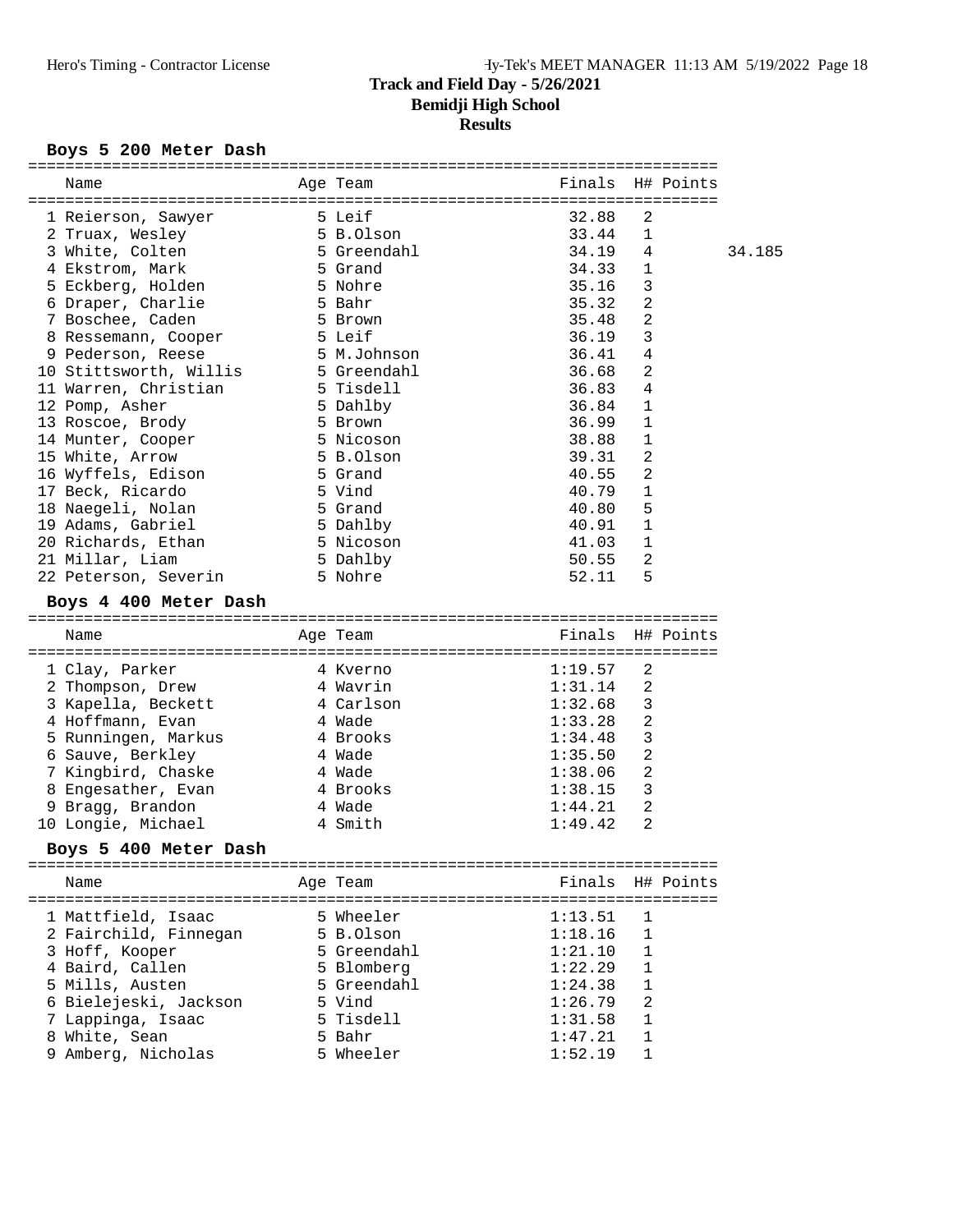# Track and Field Day - 5/26/2021

## Bemidji High School

### Results

**Boys 5 200 Meter Dash**

| | Name | Age | Team | Finals | H# | Points | |
|---|---|---|---|---|---|---|---|
| 1 | Reierson, Sawyer | 5 | Leif | 32.88 | 2 | | |
| 2 | Truax, Wesley | 5 | B.Olson | 33.44 | 1 | | |
| 3 | White, Colten | 5 | Greendahl | 34.19 | 4 | | 34.185 |
| 4 | Ekstrom, Mark | 5 | Grand | 34.33 | 1 | | |
| 5 | Eckberg, Holden | 5 | Nohre | 35.16 | 3 | | |
| 6 | Draper, Charlie | 5 | Bahr | 35.32 | 2 | | |
| 7 | Boschee, Caden | 5 | Brown | 35.48 | 2 | | |
| 8 | Ressemann, Cooper | 5 | Leif | 36.19 | 3 | | |
| 9 | Pederson, Reese | 5 | M.Johnson | 36.41 | 4 | | |
| 10 | Stittsworth, Willis | 5 | Greendahl | 36.68 | 2 | | |
| 11 | Warren, Christian | 5 | Tisdell | 36.83 | 4 | | |
| 12 | Pomp, Asher | 5 | Dahlby | 36.84 | 1 | | |
| 13 | Roscoe, Brody | 5 | Brown | 36.99 | 1 | | |
| 14 | Munter, Cooper | 5 | Nicoson | 38.88 | 1 | | |
| 15 | White, Arrow | 5 | B.Olson | 39.31 | 2 | | |
| 16 | Wyffels, Edison | 5 | Grand | 40.55 | 2 | | |
| 17 | Beck, Ricardo | 5 | Vind | 40.79 | 1 | | |
| 18 | Naegeli, Nolan | 5 | Grand | 40.80 | 5 | | |
| 19 | Adams, Gabriel | 5 | Dahlby | 40.91 | 1 | | |
| 20 | Richards, Ethan | 5 | Nicoson | 41.03 | 1 | | |
| 21 | Millar, Liam | 5 | Dahlby | 50.55 | 2 | | |
| 22 | Peterson, Severin | 5 | Nohre | 52.11 | 5 | | |

**Boys 4 400 Meter Dash**

| | Name | Age | Team | Finals | H# | Points |
|---|---|---|---|---|---|---|
| 1 | Clay, Parker | 4 | Kverno | 1:19.57 | 2 | |
| 2 | Thompson, Drew | 4 | Wavrin | 1:31.14 | 2 | |
| 3 | Kapella, Beckett | 4 | Carlson | 1:32.68 | 3 | |
| 4 | Hoffmann, Evan | 4 | Wade | 1:33.28 | 2 | |
| 5 | Runningen, Markus | 4 | Brooks | 1:34.48 | 3 | |
| 6 | Sauve, Berkley | 4 | Wade | 1:35.50 | 2 | |
| 7 | Kingbird, Chaske | 4 | Wade | 1:38.06 | 2 | |
| 8 | Engesather, Evan | 4 | Brooks | 1:38.15 | 3 | |
| 9 | Bragg, Brandon | 4 | Wade | 1:44.21 | 2 | |
| 10 | Longie, Michael | 4 | Smith | 1:49.42 | 2 | |

**Boys 5 400 Meter Dash**

| | Name | Age | Team | Finals | H# | Points |
|---|---|---|---|---|---|---|
| 1 | Mattfield, Isaac | 5 | Wheeler | 1:13.51 | 1 | |
| 2 | Fairchild, Finnegan | 5 | B.Olson | 1:18.16 | 1 | |
| 3 | Hoff, Kooper | 5 | Greendahl | 1:21.10 | 1 | |
| 4 | Baird, Callen | 5 | Blomberg | 1:22.29 | 1 | |
| 5 | Mills, Austen | 5 | Greendahl | 1:24.38 | 1 | |
| 6 | Bielejeski, Jackson | 5 | Vind | 1:26.79 | 2 | |
| 7 | Lappinga, Isaac | 5 | Tisdell | 1:31.58 | 1 | |
| 8 | White, Sean | 5 | Bahr | 1:47.21 | 1 | |
| 9 | Amberg, Nicholas | 5 | Wheeler | 1:52.19 | 1 | |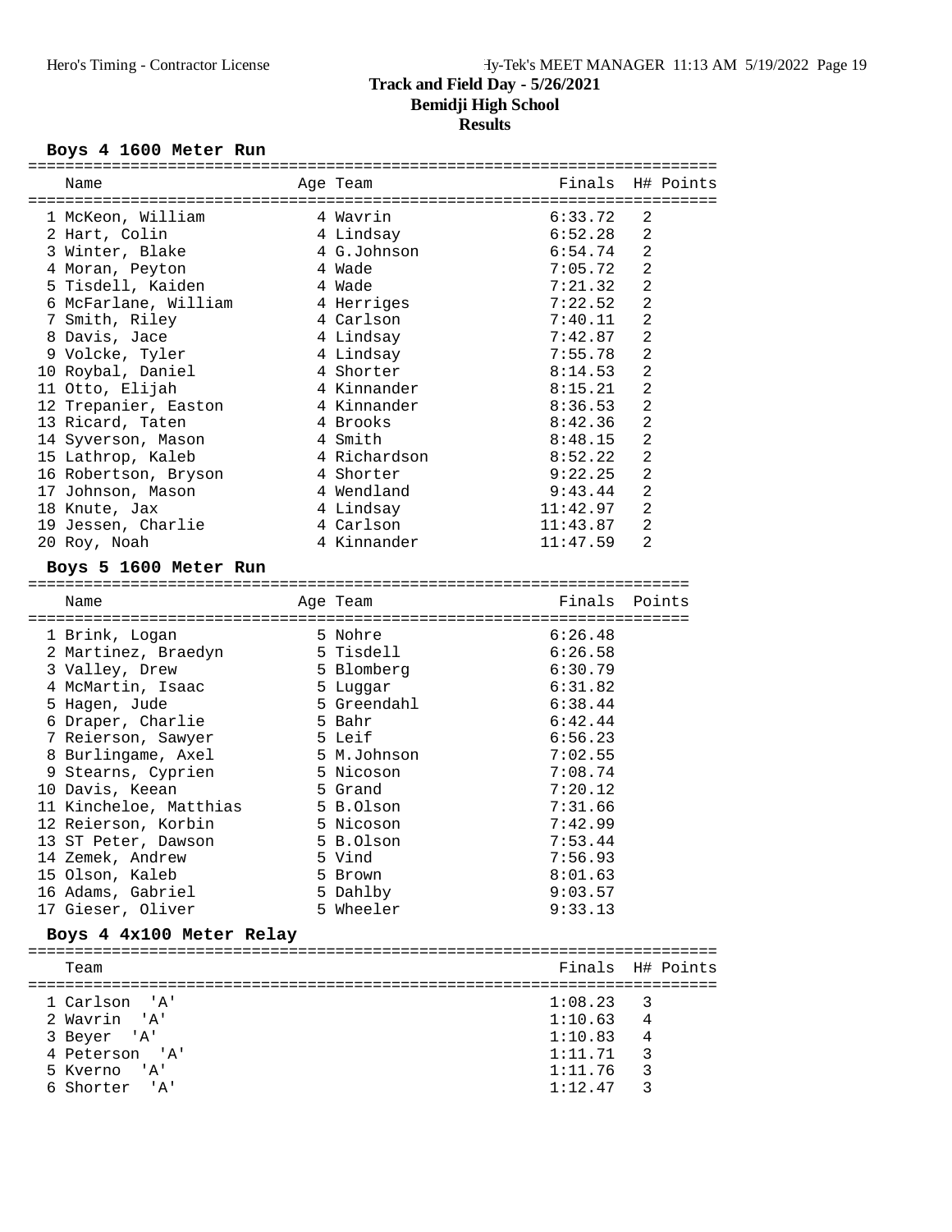# Track and Field Day - 5/26/2021

## Bemidji High School

## Results

### Boys 4 1600 Meter Run

| | Name | Age | Team | Finals | H# | Points |
|---|---|---|---|---|---|---|
| 1 | McKeon, William | 4 | Wavrin | 6:33.72 | 2 | |
| 2 | Hart, Colin | 4 | Lindsay | 6:52.28 | 2 | |
| 3 | Winter, Blake | 4 | G.Johnson | 6:54.74 | 2 | |
| 4 | Moran, Peyton | 4 | Wade | 7:05.72 | 2 | |
| 5 | Tisdell, Kaiden | 4 | Wade | 7:21.32 | 2 | |
| 6 | McFarlane, William | 4 | Herriges | 7:22.52 | 2 | |
| 7 | Smith, Riley | 4 | Carlson | 7:40.11 | 2 | |
| 8 | Davis, Jace | 4 | Lindsay | 7:42.87 | 2 | |
| 9 | Volcke, Tyler | 4 | Lindsay | 7:55.78 | 2 | |
| 10 | Roybal, Daniel | 4 | Shorter | 8:14.53 | 2 | |
| 11 | Otto, Elijah | 4 | Kinnander | 8:15.21 | 2 | |
| 12 | Trepanier, Easton | 4 | Kinnander | 8:36.53 | 2 | |
| 13 | Ricard, Taten | 4 | Brooks | 8:42.36 | 2 | |
| 14 | Syverson, Mason | 4 | Smith | 8:48.15 | 2 | |
| 15 | Lathrop, Kaleb | 4 | Richardson | 8:52.22 | 2 | |
| 16 | Robertson, Bryson | 4 | Shorter | 9:22.25 | 2 | |
| 17 | Johnson, Mason | 4 | Wendland | 9:43.44 | 2 | |
| 18 | Knute, Jax | 4 | Lindsay | 11:42.97 | 2 | |
| 19 | Jessen, Charlie | 4 | Carlson | 11:43.87 | 2 | |
| 20 | Roy, Noah | 4 | Kinnander | 11:47.59 | 2 | |

### Boys 5 1600 Meter Run

| | Name | Age | Team | Finals | Points |
|---|---|---|---|---|---|
| 1 | Brink, Logan | 5 | Nohre | 6:26.48 | |
| 2 | Martinez, Braedyn | 5 | Tisdell | 6:26.58 | |
| 3 | Valley, Drew | 5 | Blomberg | 6:30.79 | |
| 4 | McMartin, Isaac | 5 | Luggar | 6:31.82 | |
| 5 | Hagen, Jude | 5 | Greendahl | 6:38.44 | |
| 6 | Draper, Charlie | 5 | Bahr | 6:42.44 | |
| 7 | Reierson, Sawyer | 5 | Leif | 6:56.23 | |
| 8 | Burlingame, Axel | 5 | M.Johnson | 7:02.55 | |
| 9 | Stearns, Cyprien | 5 | Nicoson | 7:08.74 | |
| 10 | Davis, Keean | 5 | Grand | 7:20.12 | |
| 11 | Kincheloe, Matthias | 5 | B.Olson | 7:31.66 | |
| 12 | Reierson, Korbin | 5 | Nicoson | 7:42.99 | |
| 13 | ST Peter, Dawson | 5 | B.Olson | 7:53.44 | |
| 14 | Zemek, Andrew | 5 | Vind | 7:56.93 | |
| 15 | Olson, Kaleb | 5 | Brown | 8:01.63 | |
| 16 | Adams, Gabriel | 5 | Dahlby | 9:03.57 | |
| 17 | Gieser, Oliver | 5 | Wheeler | 9:33.13 | |

### Boys 4 4x100 Meter Relay

| | Team | Finals | H# | Points |
|---|---|---|---|---|
| 1 | Carlson 'A' | 1:08.23 | 3 | |
| 2 | Wavrin 'A' | 1:10.63 | 4 | |
| 3 | Beyer 'A' | 1:10.83 | 4 | |
| 4 | Peterson 'A' | 1:11.71 | 3 | |
| 5 | Kverno 'A' | 1:11.76 | 3 | |
| 6 | Shorter 'A' | 1:12.47 | 3 | |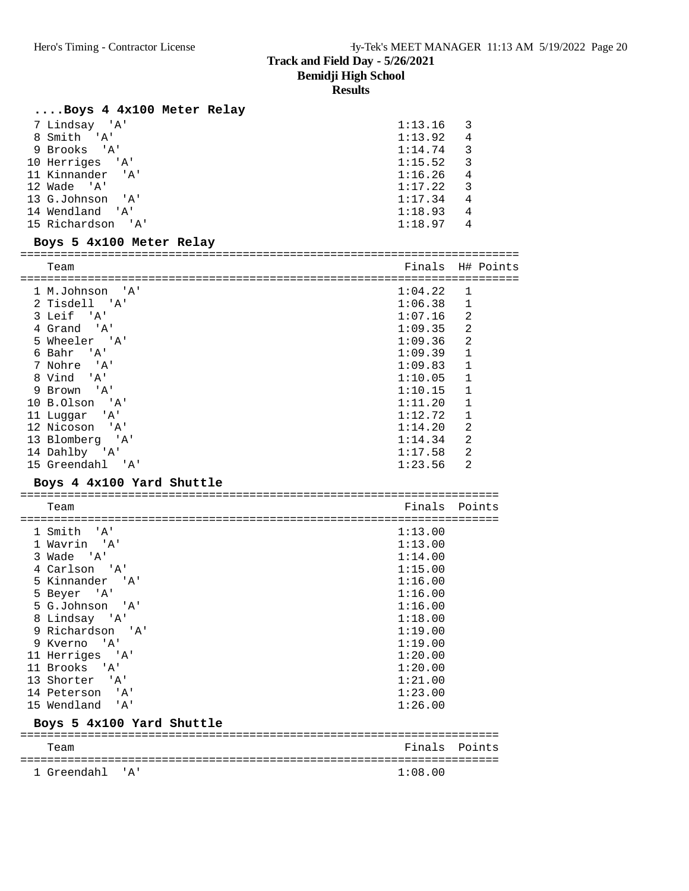# Track and Field Day - 5/26/2021
## Bemidji High School
### Results

#### ....Boys 4 4x100 Meter Relay

| Place | Team | Finals | H# | Points |
|---|---|---|---|---|
| 7 | Lindsay 'A' | 1:13.16 | 3 | |
| 8 | Smith 'A' | 1:13.92 | 4 | |
| 9 | Brooks 'A' | 1:14.74 | 3 | |
| 10 | Herriges 'A' | 1:15.52 | 3 | |
| 11 | Kinnander 'A' | 1:16.26 | 4 | |
| 12 | Wade 'A' | 1:17.22 | 3 | |
| 13 | G.Johnson 'A' | 1:17.34 | 4 | |
| 14 | Wendland 'A' | 1:18.93 | 4 | |
| 15 | Richardson 'A' | 1:18.97 | 4 | |

#### Boys 5 4x100 Meter Relay

| Place | Team | Finals | H# | Points |
|---|---|---|---|---|
| 1 | M.Johnson 'A' | 1:04.22 | 1 | |
| 2 | Tisdell 'A' | 1:06.38 | 1 | |
| 3 | Leif 'A' | 1:07.16 | 2 | |
| 4 | Grand 'A' | 1:09.35 | 2 | |
| 5 | Wheeler 'A' | 1:09.36 | 2 | |
| 6 | Bahr 'A' | 1:09.39 | 1 | |
| 7 | Nohre 'A' | 1:09.83 | 1 | |
| 8 | Vind 'A' | 1:10.05 | 1 | |
| 9 | Brown 'A' | 1:10.15 | 1 | |
| 10 | B.Olson 'A' | 1:11.20 | 1 | |
| 11 | Luggar 'A' | 1:12.72 | 1 | |
| 12 | Nicoson 'A' | 1:14.20 | 2 | |
| 13 | Blomberg 'A' | 1:14.34 | 2 | |
| 14 | Dahlby 'A' | 1:17.58 | 2 | |
| 15 | Greendahl 'A' | 1:23.56 | 2 | |

#### Boys 4 4x100 Yard Shuttle

| Place | Team | Finals | Points |
|---|---|---|---|
| 1 | Smith 'A' | 1:13.00 | |
| 1 | Wavrin 'A' | 1:13.00 | |
| 3 | Wade 'A' | 1:14.00 | |
| 4 | Carlson 'A' | 1:15.00 | |
| 5 | Kinnander 'A' | 1:16.00 | |
| 5 | Beyer 'A' | 1:16.00 | |
| 5 | G.Johnson 'A' | 1:16.00 | |
| 8 | Lindsay 'A' | 1:18.00 | |
| 9 | Richardson 'A' | 1:19.00 | |
| 9 | Kverno 'A' | 1:19.00 | |
| 11 | Herriges 'A' | 1:20.00 | |
| 11 | Brooks 'A' | 1:20.00 | |
| 13 | Shorter 'A' | 1:21.00 | |
| 14 | Peterson 'A' | 1:23.00 | |
| 15 | Wendland 'A' | 1:26.00 | |

#### Boys 5 4x100 Yard Shuttle

| Place | Team | Finals | Points |
|---|---|---|---|
| 1 | Greendahl 'A' | 1:08.00 | |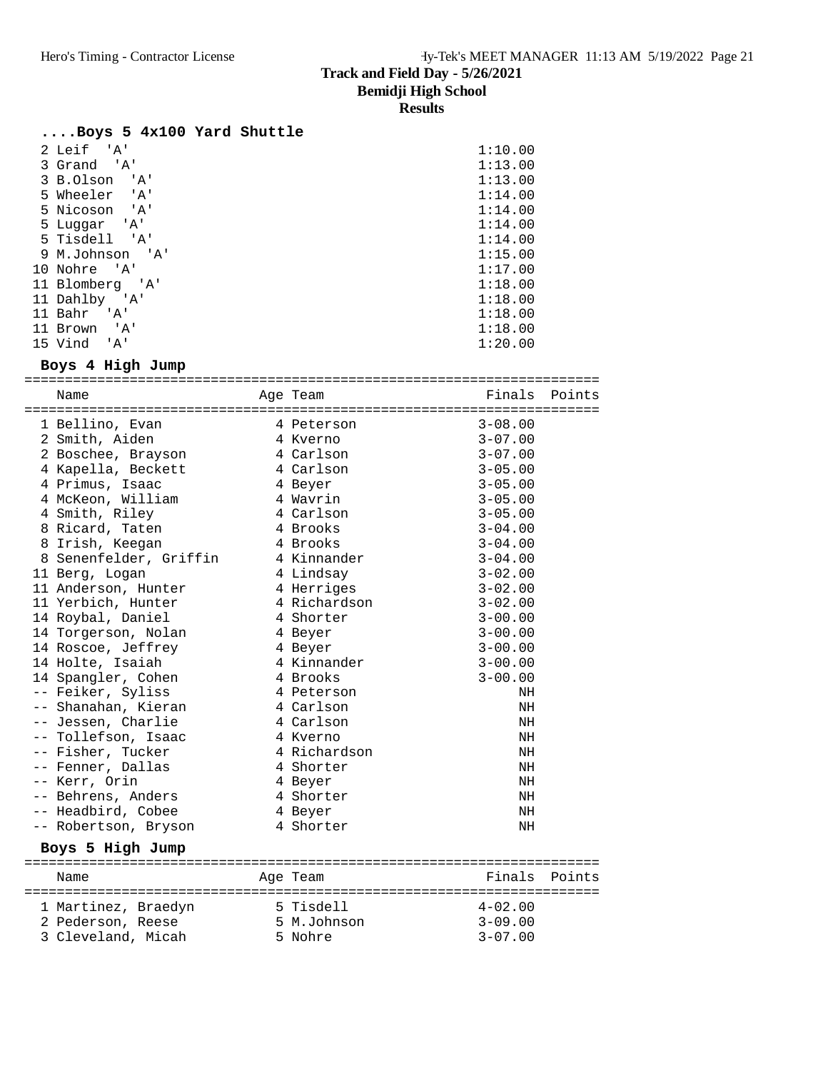# Track and Field Day - 5/26/2021

## Bemidji High School

### Results

### ....Boys 5 4x100 Yard Shuttle

| Place | Team | Finals |
|---|---|---|
| 2 | Leif 'A' | 1:10.00 |
| 3 | Grand 'A' | 1:13.00 |
| 3 | B.Olson 'A' | 1:13.00 |
| 5 | Wheeler 'A' | 1:14.00 |
| 5 | Nicoson 'A' | 1:14.00 |
| 5 | Luggar 'A' | 1:14.00 |
| 5 | Tisdell 'A' | 1:14.00 |
| 9 | M.Johnson 'A' | 1:15.00 |
| 10 | Nohre 'A' | 1:17.00 |
| 11 | Blomberg 'A' | 1:18.00 |
| 11 | Dahlby 'A' | 1:18.00 |
| 11 | Bahr 'A' | 1:18.00 |
| 11 | Brown 'A' | 1:18.00 |
| 15 | Vind 'A' | 1:20.00 |

### Boys 4 High Jump

| Place | Name | Age | Team | Finals | Points |
|---|---|---|---|---|---|
| 1 | Bellino, Evan | 4 | Peterson | 3-08.00 | |
| 2 | Smith, Aiden | 4 | Kverno | 3-07.00 | |
| 2 | Boschee, Brayson | 4 | Carlson | 3-07.00 | |
| 4 | Kapella, Beckett | 4 | Carlson | 3-05.00 | |
| 4 | Primus, Isaac | 4 | Beyer | 3-05.00 | |
| 4 | McKeon, William | 4 | Wavrin | 3-05.00 | |
| 4 | Smith, Riley | 4 | Carlson | 3-05.00 | |
| 8 | Ricard, Taten | 4 | Brooks | 3-04.00 | |
| 8 | Irish, Keegan | 4 | Brooks | 3-04.00 | |
| 8 | Senenfelder, Griffin | 4 | Kinnander | 3-04.00 | |
| 11 | Berg, Logan | 4 | Lindsay | 3-02.00 | |
| 11 | Anderson, Hunter | 4 | Herriges | 3-02.00 | |
| 11 | Yerbich, Hunter | 4 | Richardson | 3-02.00 | |
| 14 | Roybal, Daniel | 4 | Shorter | 3-00.00 | |
| 14 | Torgerson, Nolan | 4 | Beyer | 3-00.00 | |
| 14 | Roscoe, Jeffrey | 4 | Beyer | 3-00.00 | |
| 14 | Holte, Isaiah | 4 | Kinnander | 3-00.00 | |
| 14 | Spangler, Cohen | 4 | Brooks | 3-00.00 | |
| -- | Feiker, Syliss | 4 | Peterson | NH | |
| -- | Shanahan, Kieran | 4 | Carlson | NH | |
| -- | Jessen, Charlie | 4 | Carlson | NH | |
| -- | Tollefson, Isaac | 4 | Kverno | NH | |
| -- | Fisher, Tucker | 4 | Richardson | NH | |
| -- | Fenner, Dallas | 4 | Shorter | NH | |
| -- | Kerr, Orin | 4 | Beyer | NH | |
| -- | Behrens, Anders | 4 | Shorter | NH | |
| -- | Headbird, Cobee | 4 | Beyer | NH | |
| -- | Robertson, Bryson | 4 | Shorter | NH | |

### Boys 5 High Jump

| Place | Name | Age | Team | Finals | Points |
|---|---|---|---|---|---|
| 1 | Martinez, Braedyn | 5 | Tisdell | 4-02.00 | |
| 2 | Pederson, Reese | 5 | M.Johnson | 3-09.00 | |
| 3 | Cleveland, Micah | 5 | Nohre | 3-07.00 | |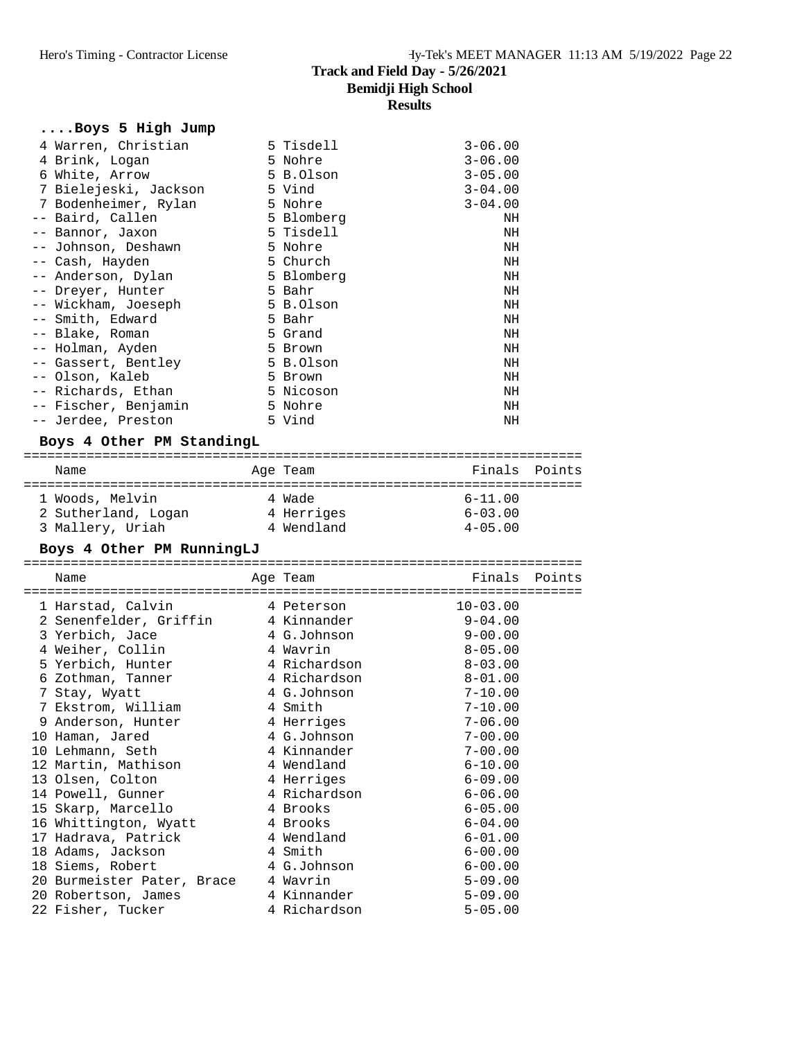# Track and Field Day - 5/26/2021
## Bemidji High School
## Results

### ....Boys 5 High Jump

| Place | Name | Age | Team | Finals | Points |
|---|---|---|---|---|---|
| 4 | Warren, Christian | 5 | Tisdell | 3-06.00 | |
| 4 | Brink, Logan | 5 | Nohre | 3-06.00 | |
| 6 | White, Arrow | 5 | B.Olson | 3-05.00 | |
| 7 | Bielejeski, Jackson | 5 | Vind | 3-04.00 | |
| 7 | Bodenheimer, Rylan | 5 | Nohre | 3-04.00 | |
| -- | Baird, Callen | 5 | Blomberg | NH | |
| -- | Bannor, Jaxon | 5 | Tisdell | NH | |
| -- | Johnson, Deshawn | 5 | Nohre | NH | |
| -- | Cash, Hayden | 5 | Church | NH | |
| -- | Anderson, Dylan | 5 | Blomberg | NH | |
| -- | Dreyer, Hunter | 5 | Bahr | NH | |
| -- | Wickham, Joeseph | 5 | B.Olson | NH | |
| -- | Smith, Edward | 5 | Bahr | NH | |
| -- | Blake, Roman | 5 | Grand | NH | |
| -- | Holman, Ayden | 5 | Brown | NH | |
| -- | Gassert, Bentley | 5 | B.Olson | NH | |
| -- | Olson, Kaleb | 5 | Brown | NH | |
| -- | Richards, Ethan | 5 | Nicoson | NH | |
| -- | Fischer, Benjamin | 5 | Nohre | NH | |
| -- | Jerdee, Preston | 5 | Vind | NH | |

### Boys 4 Other PM StandingL

| Place | Name | Age | Team | Finals | Points |
|---|---|---|---|---|---|
| 1 | Woods, Melvin | 4 | Wade | 6-11.00 | |
| 2 | Sutherland, Logan | 4 | Herriges | 6-03.00 | |
| 3 | Mallery, Uriah | 4 | Wendland | 4-05.00 | |

### Boys 4 Other PM RunningLJ

| Place | Name | Age | Team | Finals | Points |
|---|---|---|---|---|---|
| 1 | Harstad, Calvin | 4 | Peterson | 10-03.00 | |
| 2 | Senenfelder, Griffin | 4 | Kinnander | 9-04.00 | |
| 3 | Yerbich, Jace | 4 | G.Johnson | 9-00.00 | |
| 4 | Weiher, Collin | 4 | Wavrin | 8-05.00 | |
| 5 | Yerbich, Hunter | 4 | Richardson | 8-03.00 | |
| 6 | Zothman, Tanner | 4 | Richardson | 8-01.00 | |
| 7 | Stay, Wyatt | 4 | G.Johnson | 7-10.00 | |
| 7 | Ekstrom, William | 4 | Smith | 7-10.00 | |
| 9 | Anderson, Hunter | 4 | Herriges | 7-06.00 | |
| 10 | Haman, Jared | 4 | G.Johnson | 7-00.00 | |
| 10 | Lehmann, Seth | 4 | Kinnander | 7-00.00 | |
| 12 | Martin, Mathison | 4 | Wendland | 6-10.00 | |
| 13 | Olsen, Colton | 4 | Herriges | 6-09.00 | |
| 14 | Powell, Gunner | 4 | Richardson | 6-06.00 | |
| 15 | Skarp, Marcello | 4 | Brooks | 6-05.00 | |
| 16 | Whittington, Wyatt | 4 | Brooks | 6-04.00 | |
| 17 | Hadrava, Patrick | 4 | Wendland | 6-01.00 | |
| 18 | Adams, Jackson | 4 | Smith | 6-00.00 | |
| 18 | Siems, Robert | 4 | G.Johnson | 6-00.00 | |
| 20 | Burmeister Pater, Brace | 4 | Wavrin | 5-09.00 | |
| 20 | Robertson, James | 4 | Kinnander | 5-09.00 | |
| 22 | Fisher, Tucker | 4 | Richardson | 5-05.00 | |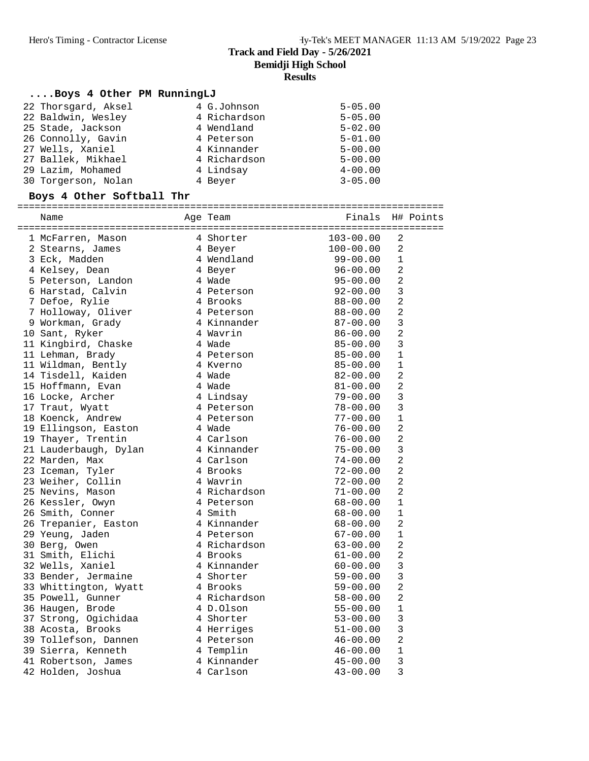# Track and Field Day - 5/26/2021
## Bemidji High School
### Results

#### ....Boys 4 Other PM RunningLJ

| Place | Name | Age | Team | Finals |
|---|---|---|---|---|
| 22 | Thorsgard, Aksel | 4 | G.Johnson | 5-05.00 |
| 22 | Baldwin, Wesley | 4 | Richardson | 5-05.00 |
| 25 | Stade, Jackson | 4 | Wendland | 5-02.00 |
| 26 | Connolly, Gavin | 4 | Peterson | 5-01.00 |
| 27 | Wells, Xaniel | 4 | Kinnander | 5-00.00 |
| 27 | Ballek, Mikhael | 4 | Richardson | 5-00.00 |
| 29 | Lazim, Mohamed | 4 | Lindsay | 4-00.00 |
| 30 | Torgerson, Nolan | 4 | Beyer | 3-05.00 |

#### Boys 4 Other Softball Thr

| Place | Name | Age | Team | Finals | H# | Points |
|---|---|---|---|---|---|---|
| 1 | McFarren, Mason | 4 | Shorter | 103-00.00 | 2 | |
| 2 | Stearns, James | 4 | Beyer | 100-00.00 | 2 | |
| 3 | Eck, Madden | 4 | Wendland | 99-00.00 | 1 | |
| 4 | Kelsey, Dean | 4 | Beyer | 96-00.00 | 2 | |
| 5 | Peterson, Landon | 4 | Wade | 95-00.00 | 2 | |
| 6 | Harstad, Calvin | 4 | Peterson | 92-00.00 | 3 | |
| 7 | Defoe, Rylie | 4 | Brooks | 88-00.00 | 2 | |
| 7 | Holloway, Oliver | 4 | Peterson | 88-00.00 | 2 | |
| 9 | Workman, Grady | 4 | Kinnander | 87-00.00 | 3 | |
| 10 | Sant, Ryker | 4 | Wavrin | 86-00.00 | 2 | |
| 11 | Kingbird, Chaske | 4 | Wade | 85-00.00 | 3 | |
| 11 | Lehman, Brady | 4 | Peterson | 85-00.00 | 1 | |
| 11 | Wildman, Bently | 4 | Kverno | 85-00.00 | 1 | |
| 14 | Tisdell, Kaiden | 4 | Wade | 82-00.00 | 2 | |
| 15 | Hoffmann, Evan | 4 | Wade | 81-00.00 | 2 | |
| 16 | Locke, Archer | 4 | Lindsay | 79-00.00 | 3 | |
| 17 | Traut, Wyatt | 4 | Peterson | 78-00.00 | 3 | |
| 18 | Koenck, Andrew | 4 | Peterson | 77-00.00 | 1 | |
| 19 | Ellingson, Easton | 4 | Wade | 76-00.00 | 2 | |
| 19 | Thayer, Trentin | 4 | Carlson | 76-00.00 | 2 | |
| 21 | Lauderbaugh, Dylan | 4 | Kinnander | 75-00.00 | 3 | |
| 22 | Marden, Max | 4 | Carlson | 74-00.00 | 2 | |
| 23 | Iceman, Tyler | 4 | Brooks | 72-00.00 | 2 | |
| 23 | Weiher, Collin | 4 | Wavrin | 72-00.00 | 2 | |
| 25 | Nevins, Mason | 4 | Richardson | 71-00.00 | 2 | |
| 26 | Kessler, Owyn | 4 | Peterson | 68-00.00 | 1 | |
| 26 | Smith, Conner | 4 | Smith | 68-00.00 | 1 | |
| 26 | Trepanier, Easton | 4 | Kinnander | 68-00.00 | 2 | |
| 29 | Yeung, Jaden | 4 | Peterson | 67-00.00 | 1 | |
| 30 | Berg, Owen | 4 | Richardson | 63-00.00 | 2 | |
| 31 | Smith, Elichi | 4 | Brooks | 61-00.00 | 2 | |
| 32 | Wells, Xaniel | 4 | Kinnander | 60-00.00 | 3 | |
| 33 | Bender, Jermaine | 4 | Shorter | 59-00.00 | 3 | |
| 33 | Whittington, Wyatt | 4 | Brooks | 59-00.00 | 2 | |
| 35 | Powell, Gunner | 4 | Richardson | 58-00.00 | 2 | |
| 36 | Haugen, Brode | 4 | D.Olson | 55-00.00 | 1 | |
| 37 | Strong, Ogichidaa | 4 | Shorter | 53-00.00 | 3 | |
| 38 | Acosta, Brooks | 4 | Herriges | 51-00.00 | 3 | |
| 39 | Tollefson, Dannen | 4 | Peterson | 46-00.00 | 2 | |
| 39 | Sierra, Kenneth | 4 | Templin | 46-00.00 | 1 | |
| 41 | Robertson, James | 4 | Kinnander | 45-00.00 | 3 | |
| 42 | Holden, Joshua | 4 | Carlson | 43-00.00 | 3 | |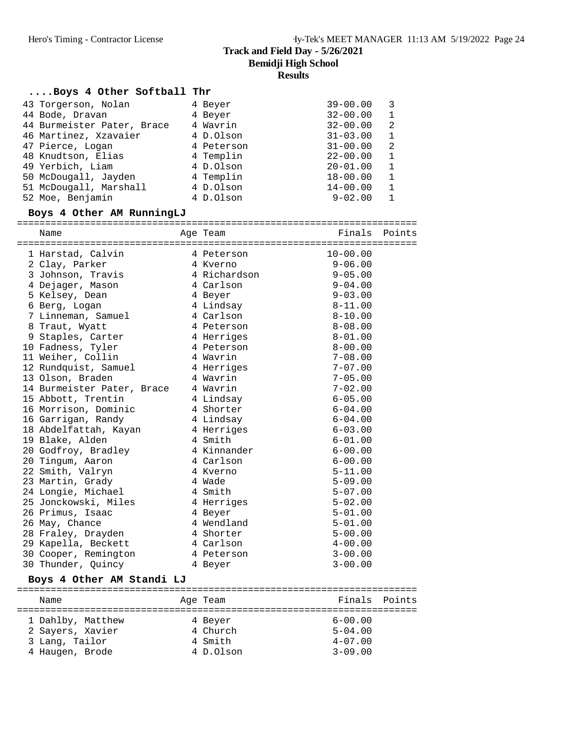# Track and Field Day - 5/26/2021
## Bemidji High School
### Results

#### ....Boys 4 Other Softball Thr

| Place | Name | Age | Team | Finals | Points |
|---|---|---|---|---|---|
| 43 | Torgerson, Nolan | 4 | Beyer | 39-00.00 | 3 |
| 44 | Bode, Dravan | 4 | Beyer | 32-00.00 | 1 |
| 44 | Burmeister Pater, Brace | 4 | Wavrin | 32-00.00 | 2 |
| 46 | Martinez, Xzavaier | 4 | D.Olson | 31-03.00 | 1 |
| 47 | Pierce, Logan | 4 | Peterson | 31-00.00 | 2 |
| 48 | Knudtson, Elias | 4 | Templin | 22-00.00 | 1 |
| 49 | Yerbich, Liam | 4 | D.Olson | 20-01.00 | 1 |
| 50 | McDougall, Jayden | 4 | Templin | 18-00.00 | 1 |
| 51 | McDougall, Marshall | 4 | D.Olson | 14-00.00 | 1 |
| 52 | Moe, Benjamin | 4 | D.Olson | 9-02.00 | 1 |

#### Boys 4 Other AM RunningLJ

| Place | Name | Age | Team | Finals | Points |
|---|---|---|---|---|---|
| 1 | Harstad, Calvin | 4 | Peterson | 10-00.00 | |
| 2 | Clay, Parker | 4 | Kverno | 9-06.00 | |
| 3 | Johnson, Travis | 4 | Richardson | 9-05.00 | |
| 4 | Dejager, Mason | 4 | Carlson | 9-04.00 | |
| 5 | Kelsey, Dean | 4 | Beyer | 9-03.00 | |
| 6 | Berg, Logan | 4 | Lindsay | 8-11.00 | |
| 7 | Linneman, Samuel | 4 | Carlson | 8-10.00 | |
| 8 | Traut, Wyatt | 4 | Peterson | 8-08.00 | |
| 9 | Staples, Carter | 4 | Herriges | 8-01.00 | |
| 10 | Fadness, Tyler | 4 | Peterson | 8-00.00 | |
| 11 | Weiher, Collin | 4 | Wavrin | 7-08.00 | |
| 12 | Rundquist, Samuel | 4 | Herriges | 7-07.00 | |
| 13 | Olson, Braden | 4 | Wavrin | 7-05.00 | |
| 14 | Burmeister Pater, Brace | 4 | Wavrin | 7-02.00 | |
| 15 | Abbott, Trentin | 4 | Lindsay | 6-05.00 | |
| 16 | Morrison, Dominic | 4 | Shorter | 6-04.00 | |
| 16 | Garrigan, Randy | 4 | Lindsay | 6-04.00 | |
| 18 | Abdelfattah, Kayan | 4 | Herriges | 6-03.00 | |
| 19 | Blake, Alden | 4 | Smith | 6-01.00 | |
| 20 | Godfroy, Bradley | 4 | Kinnander | 6-00.00 | |
| 20 | Tingum, Aaron | 4 | Carlson | 6-00.00 | |
| 22 | Smith, Valryn | 4 | Kverno | 5-11.00 | |
| 23 | Martin, Grady | 4 | Wade | 5-09.00 | |
| 24 | Longie, Michael | 4 | Smith | 5-07.00 | |
| 25 | Jonckowski, Miles | 4 | Herriges | 5-02.00 | |
| 26 | Primus, Isaac | 4 | Beyer | 5-01.00 | |
| 26 | May, Chance | 4 | Wendland | 5-01.00 | |
| 28 | Fraley, Drayden | 4 | Shorter | 5-00.00 | |
| 29 | Kapella, Beckett | 4 | Carlson | 4-00.00 | |
| 30 | Cooper, Remington | 4 | Peterson | 3-00.00 | |
| 30 | Thunder, Quincy | 4 | Beyer | 3-00.00 | |

#### Boys 4 Other AM Standi LJ

| Place | Name | Age | Team | Finals | Points |
|---|---|---|---|---|---|
| 1 | Dahlby, Matthew | 4 | Beyer | 6-00.00 | |
| 2 | Sayers, Xavier | 4 | Church | 5-04.00 | |
| 3 | Lang, Tailor | 4 | Smith | 4-07.00 | |
| 4 | Haugen, Brode | 4 | D.Olson | 3-09.00 | |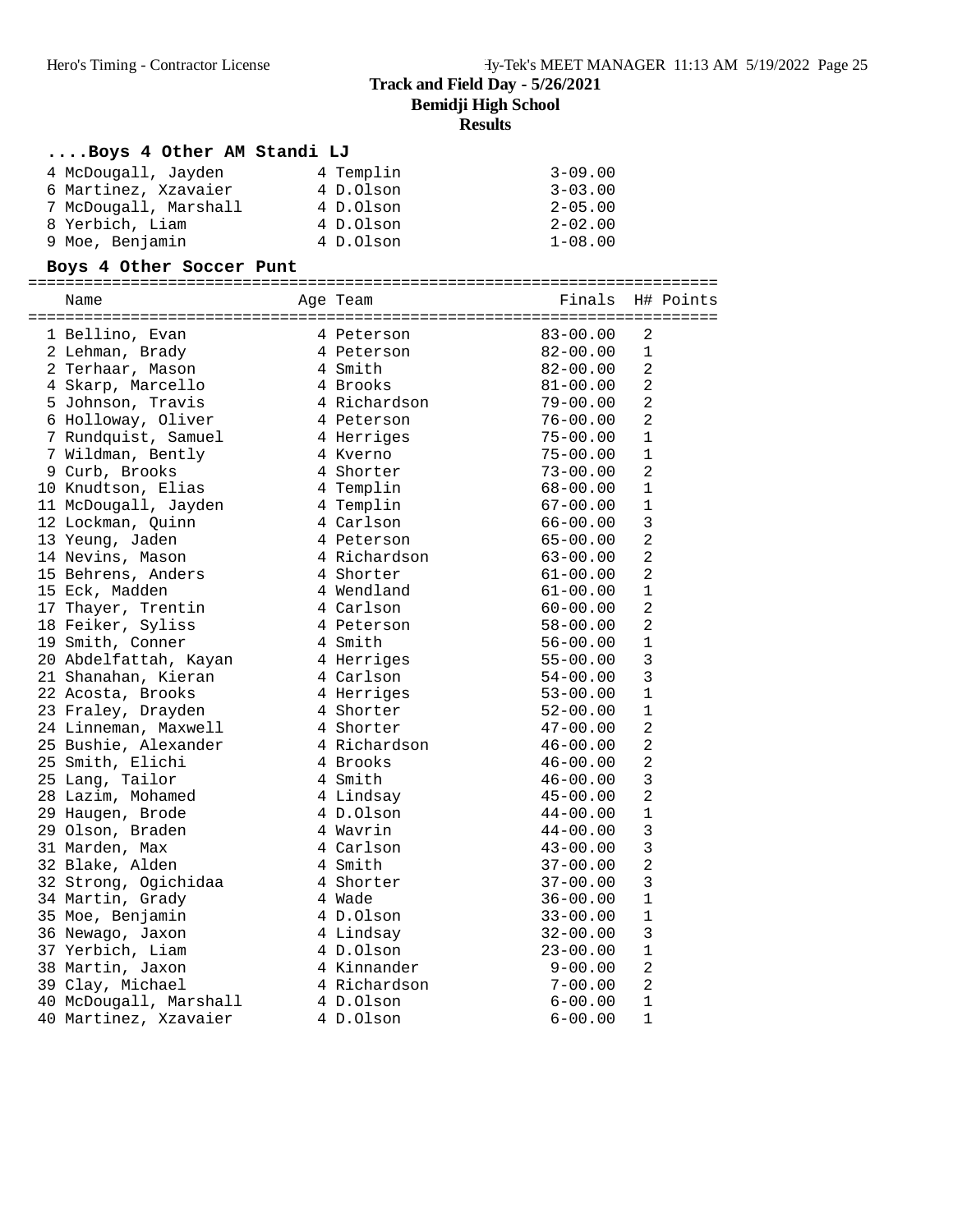# Track and Field Day - 5/26/2021
## Bemidji High School
### Results

#### ....Boys 4 Other AM Standi LJ

| Place | Name | Age | Team | Finals |
|---|---|---|---|---|
| 4 | McDougall, Jayden | 4 | Templin | 3-09.00 |
| 6 | Martinez, Xzavaier | 4 | D.Olson | 3-03.00 |
| 7 | McDougall, Marshall | 4 | D.Olson | 2-05.00 |
| 8 | Yerbich, Liam | 4 | D.Olson | 2-02.00 |
| 9 | Moe, Benjamin | 4 | D.Olson | 1-08.00 |

#### Boys 4 Other Soccer Punt

| Place | Name | Age | Team | Finals | H# | Points |
|---|---|---|---|---|---|---|
| 1 | Bellino, Evan | 4 | Peterson | 83-00.00 | 2 | |
| 2 | Lehman, Brady | 4 | Peterson | 82-00.00 | 1 | |
| 2 | Terhaar, Mason | 4 | Smith | 82-00.00 | 2 | |
| 4 | Skarp, Marcello | 4 | Brooks | 81-00.00 | 2 | |
| 5 | Johnson, Travis | 4 | Richardson | 79-00.00 | 2 | |
| 6 | Holloway, Oliver | 4 | Peterson | 76-00.00 | 2 | |
| 7 | Rundquist, Samuel | 4 | Herriges | 75-00.00 | 1 | |
| 7 | Wildman, Bently | 4 | Kverno | 75-00.00 | 1 | |
| 9 | Curb, Brooks | 4 | Shorter | 73-00.00 | 2 | |
| 10 | Knudtson, Elias | 4 | Templin | 68-00.00 | 1 | |
| 11 | McDougall, Jayden | 4 | Templin | 67-00.00 | 1 | |
| 12 | Lockman, Quinn | 4 | Carlson | 66-00.00 | 3 | |
| 13 | Yeung, Jaden | 4 | Peterson | 65-00.00 | 2 | |
| 14 | Nevins, Mason | 4 | Richardson | 63-00.00 | 2 | |
| 15 | Behrens, Anders | 4 | Shorter | 61-00.00 | 2 | |
| 15 | Eck, Madden | 4 | Wendland | 61-00.00 | 1 | |
| 17 | Thayer, Trentin | 4 | Carlson | 60-00.00 | 2 | |
| 18 | Feiker, Syliss | 4 | Peterson | 58-00.00 | 2 | |
| 19 | Smith, Conner | 4 | Smith | 56-00.00 | 1 | |
| 20 | Abdelfattah, Kayan | 4 | Herriges | 55-00.00 | 3 | |
| 21 | Shanahan, Kieran | 4 | Carlson | 54-00.00 | 3 | |
| 22 | Acosta, Brooks | 4 | Herriges | 53-00.00 | 1 | |
| 23 | Fraley, Drayden | 4 | Shorter | 52-00.00 | 1 | |
| 24 | Linneman, Maxwell | 4 | Shorter | 47-00.00 | 2 | |
| 25 | Bushie, Alexander | 4 | Richardson | 46-00.00 | 2 | |
| 25 | Smith, Elichi | 4 | Brooks | 46-00.00 | 2 | |
| 25 | Lang, Tailor | 4 | Smith | 46-00.00 | 3 | |
| 28 | Lazim, Mohamed | 4 | Lindsay | 45-00.00 | 2 | |
| 29 | Haugen, Brode | 4 | D.Olson | 44-00.00 | 1 | |
| 29 | Olson, Braden | 4 | Wavrin | 44-00.00 | 3 | |
| 31 | Marden, Max | 4 | Carlson | 43-00.00 | 3 | |
| 32 | Blake, Alden | 4 | Smith | 37-00.00 | 2 | |
| 32 | Strong, Ogichidaa | 4 | Shorter | 37-00.00 | 3 | |
| 34 | Martin, Grady | 4 | Wade | 36-00.00 | 1 | |
| 35 | Moe, Benjamin | 4 | D.Olson | 33-00.00 | 1 | |
| 36 | Newago, Jaxon | 4 | Lindsay | 32-00.00 | 3 | |
| 37 | Yerbich, Liam | 4 | D.Olson | 23-00.00 | 1 | |
| 38 | Martin, Jaxon | 4 | Kinnander | 9-00.00 | 2 | |
| 39 | Clay, Michael | 4 | Richardson | 7-00.00 | 2 | |
| 40 | McDougall, Marshall | 4 | D.Olson | 6-00.00 | 1 | |
| 40 | Martinez, Xzavaier | 4 | D.Olson | 6-00.00 | 1 | |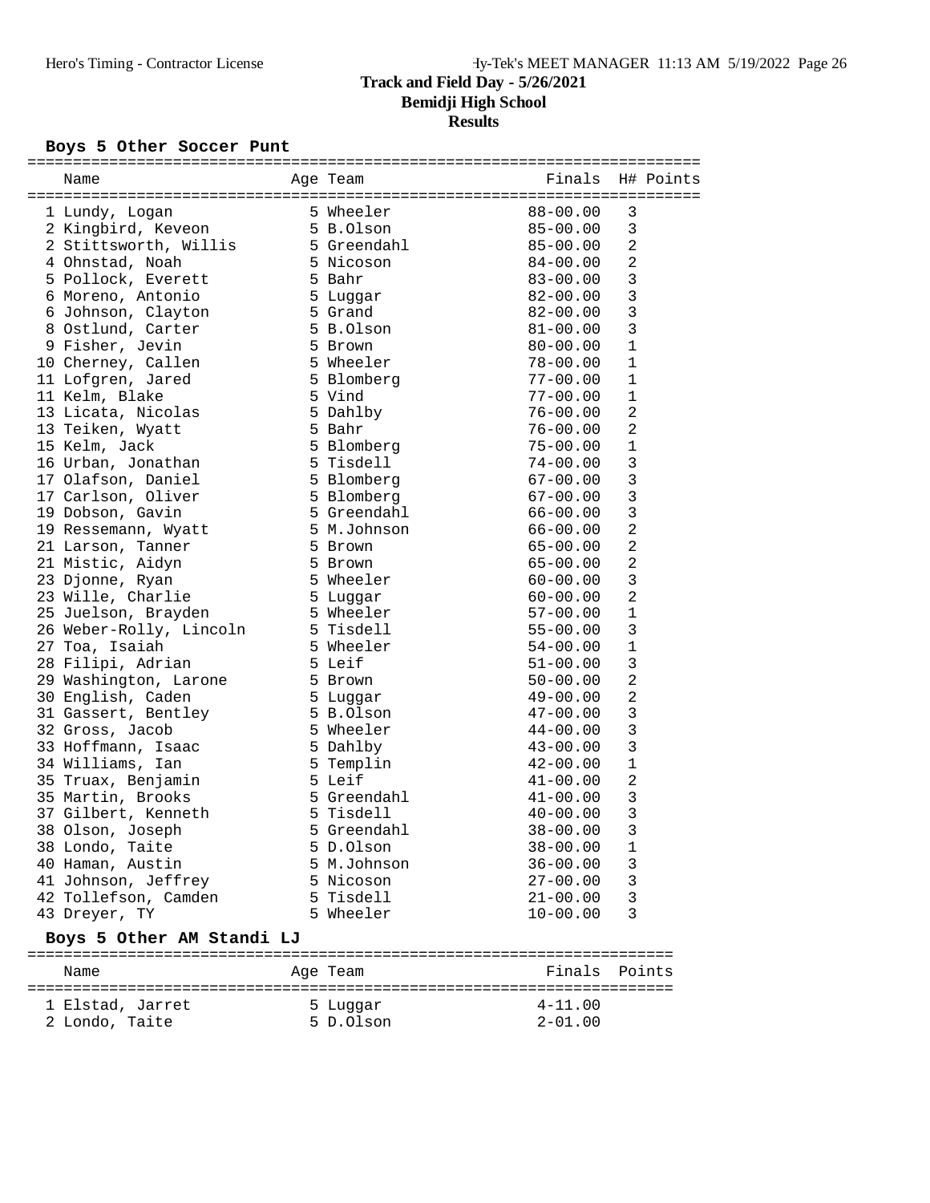# Track and Field Day - 5/26/2021

## Bemidji High School

### Results

**Boys 5 Other Soccer Punt**

| | Name | Age | Team | Finals | H# | Points |
|---|---|---|---|---|---|---|
| 1 | Lundy, Logan | 5 | Wheeler | 88-00.00 | 3 | |
| 2 | Kingbird, Keveon | 5 | B.Olson | 85-00.00 | 3 | |
| 2 | Stittsworth, Willis | 5 | Greendahl | 85-00.00 | 2 | |
| 4 | Ohnstad, Noah | 5 | Nicoson | 84-00.00 | 2 | |
| 5 | Pollock, Everett | 5 | Bahr | 83-00.00 | 3 | |
| 6 | Moreno, Antonio | 5 | Luggar | 82-00.00 | 3 | |
| 6 | Johnson, Clayton | 5 | Grand | 82-00.00 | 3 | |
| 8 | Ostlund, Carter | 5 | B.Olson | 81-00.00 | 3 | |
| 9 | Fisher, Jevin | 5 | Brown | 80-00.00 | 1 | |
| 10 | Cherney, Callen | 5 | Wheeler | 78-00.00 | 1 | |
| 11 | Lofgren, Jared | 5 | Blomberg | 77-00.00 | 1 | |
| 11 | Kelm, Blake | 5 | Vind | 77-00.00 | 1 | |
| 13 | Licata, Nicolas | 5 | Dahlby | 76-00.00 | 2 | |
| 13 | Teiken, Wyatt | 5 | Bahr | 76-00.00 | 2 | |
| 15 | Kelm, Jack | 5 | Blomberg | 75-00.00 | 1 | |
| 16 | Urban, Jonathan | 5 | Tisdell | 74-00.00 | 3 | |
| 17 | Olafson, Daniel | 5 | Blomberg | 67-00.00 | 3 | |
| 17 | Carlson, Oliver | 5 | Blomberg | 67-00.00 | 3 | |
| 19 | Dobson, Gavin | 5 | Greendahl | 66-00.00 | 3 | |
| 19 | Ressemann, Wyatt | 5 | M.Johnson | 66-00.00 | 2 | |
| 21 | Larson, Tanner | 5 | Brown | 65-00.00 | 2 | |
| 21 | Mistic, Aidyn | 5 | Brown | 65-00.00 | 2 | |
| 23 | Djonne, Ryan | 5 | Wheeler | 60-00.00 | 3 | |
| 23 | Wille, Charlie | 5 | Luggar | 60-00.00 | 2 | |
| 25 | Juelson, Brayden | 5 | Wheeler | 57-00.00 | 1 | |
| 26 | Weber-Rolly, Lincoln | 5 | Tisdell | 55-00.00 | 3 | |
| 27 | Toa, Isaiah | 5 | Wheeler | 54-00.00 | 1 | |
| 28 | Filipi, Adrian | 5 | Leif | 51-00.00 | 3 | |
| 29 | Washington, Larone | 5 | Brown | 50-00.00 | 2 | |
| 30 | English, Caden | 5 | Luggar | 49-00.00 | 2 | |
| 31 | Gassert, Bentley | 5 | B.Olson | 47-00.00 | 3 | |
| 32 | Gross, Jacob | 5 | Wheeler | 44-00.00 | 3 | |
| 33 | Hoffmann, Isaac | 5 | Dahlby | 43-00.00 | 3 | |
| 34 | Williams, Ian | 5 | Templin | 42-00.00 | 1 | |
| 35 | Truax, Benjamin | 5 | Leif | 41-00.00 | 2 | |
| 35 | Martin, Brooks | 5 | Greendahl | 41-00.00 | 3 | |
| 37 | Gilbert, Kenneth | 5 | Tisdell | 40-00.00 | 3 | |
| 38 | Olson, Joseph | 5 | Greendahl | 38-00.00 | 3 | |
| 38 | Londo, Taite | 5 | D.Olson | 38-00.00 | 1 | |
| 40 | Haman, Austin | 5 | M.Johnson | 36-00.00 | 3 | |
| 41 | Johnson, Jeffrey | 5 | Nicoson | 27-00.00 | 3 | |
| 42 | Tollefson, Camden | 5 | Tisdell | 21-00.00 | 3 | |
| 43 | Dreyer, TY | 5 | Wheeler | 10-00.00 | 3 | |

**Boys 5 Other AM Standi LJ**

| | Name | Age | Team | Finals | Points |
|---|---|---|---|---|---|
| 1 | Elstad, Jarret | 5 | Luggar | 4-11.00 | |
| 2 | Londo, Taite | 5 | D.Olson | 2-01.00 | |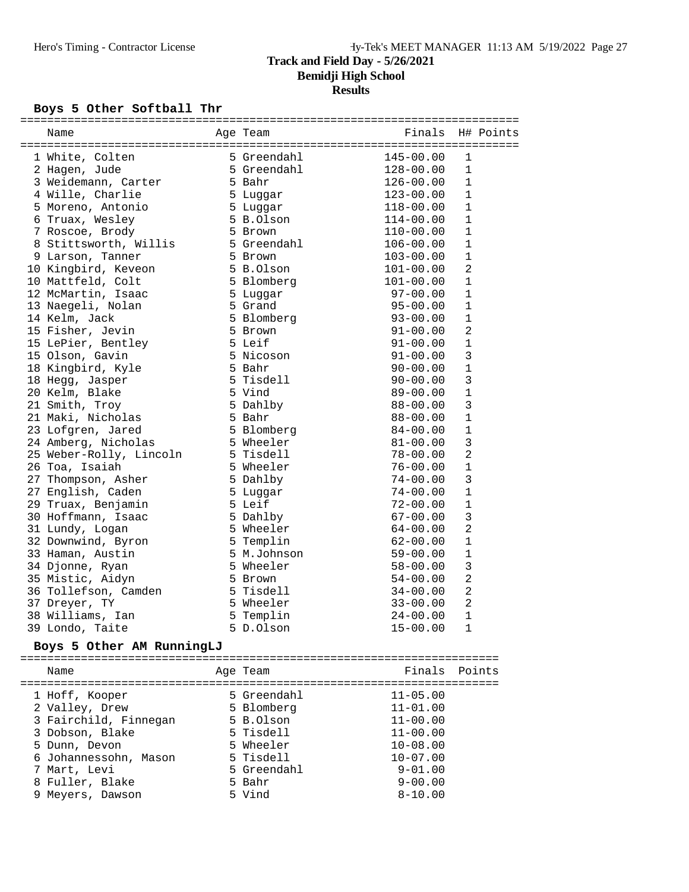# Track and Field Day - 5/26/2021

## Bemidji High School

## Results

### Boys 5 Other Softball Thr

| | Name | Age | Team | Finals | H# | Points |
|---|---|---|---|---|---|---|
| 1 | White, Colten | 5 | Greendahl | 145-00.00 | 1 | |
| 2 | Hagen, Jude | 5 | Greendahl | 128-00.00 | 1 | |
| 3 | Weidemann, Carter | 5 | Bahr | 126-00.00 | 1 | |
| 4 | Wille, Charlie | 5 | Luggar | 123-00.00 | 1 | |
| 5 | Moreno, Antonio | 5 | Luggar | 118-00.00 | 1 | |
| 6 | Truax, Wesley | 5 | B.Olson | 114-00.00 | 1 | |
| 7 | Roscoe, Brody | 5 | Brown | 110-00.00 | 1 | |
| 8 | Stittsworth, Willis | 5 | Greendahl | 106-00.00 | 1 | |
| 9 | Larson, Tanner | 5 | Brown | 103-00.00 | 1 | |
| 10 | Kingbird, Keveon | 5 | B.Olson | 101-00.00 | 2 | |
| 10 | Mattfeld, Colt | 5 | Blomberg | 101-00.00 | 1 | |
| 12 | McMartin, Isaac | 5 | Luggar | 97-00.00 | 1 | |
| 13 | Naegeli, Nolan | 5 | Grand | 95-00.00 | 1 | |
| 14 | Kelm, Jack | 5 | Blomberg | 93-00.00 | 1 | |
| 15 | Fisher, Jevin | 5 | Brown | 91-00.00 | 2 | |
| 15 | LePier, Bentley | 5 | Leif | 91-00.00 | 1 | |
| 15 | Olson, Gavin | 5 | Nicoson | 91-00.00 | 3 | |
| 18 | Kingbird, Kyle | 5 | Bahr | 90-00.00 | 1 | |
| 18 | Hegg, Jasper | 5 | Tisdell | 90-00.00 | 3 | |
| 20 | Kelm, Blake | 5 | Vind | 89-00.00 | 1 | |
| 21 | Smith, Troy | 5 | Dahlby | 88-00.00 | 3 | |
| 21 | Maki, Nicholas | 5 | Bahr | 88-00.00 | 1 | |
| 23 | Lofgren, Jared | 5 | Blomberg | 84-00.00 | 1 | |
| 24 | Amberg, Nicholas | 5 | Wheeler | 81-00.00 | 3 | |
| 25 | Weber-Rolly, Lincoln | 5 | Tisdell | 78-00.00 | 2 | |
| 26 | Toa, Isaiah | 5 | Wheeler | 76-00.00 | 1 | |
| 27 | Thompson, Asher | 5 | Dahlby | 74-00.00 | 3 | |
| 27 | English, Caden | 5 | Luggar | 74-00.00 | 1 | |
| 29 | Truax, Benjamin | 5 | Leif | 72-00.00 | 1 | |
| 30 | Hoffmann, Isaac | 5 | Dahlby | 67-00.00 | 3 | |
| 31 | Lundy, Logan | 5 | Wheeler | 64-00.00 | 2 | |
| 32 | Downwind, Byron | 5 | Templin | 62-00.00 | 1 | |
| 33 | Haman, Austin | 5 | M.Johnson | 59-00.00 | 1 | |
| 34 | Djonne, Ryan | 5 | Wheeler | 58-00.00 | 3 | |
| 35 | Mistic, Aidyn | 5 | Brown | 54-00.00 | 2 | |
| 36 | Tollefson, Camden | 5 | Tisdell | 34-00.00 | 2 | |
| 37 | Dreyer, TY | 5 | Wheeler | 33-00.00 | 2 | |
| 38 | Williams, Ian | 5 | Templin | 24-00.00 | 1 | |
| 39 | Londo, Taite | 5 | D.Olson | 15-00.00 | 1 | |

### Boys 5 Other AM RunningLJ

| | Name | Age | Team | Finals | Points |
|---|---|---|---|---|---|
| 1 | Hoff, Kooper | 5 | Greendahl | 11-05.00 | |
| 2 | Valley, Drew | 5 | Blomberg | 11-01.00 | |
| 3 | Fairchild, Finnegan | 5 | B.Olson | 11-00.00 | |
| 3 | Dobson, Blake | 5 | Tisdell | 11-00.00 | |
| 5 | Dunn, Devon | 5 | Wheeler | 10-08.00 | |
| 6 | Johannessohn, Mason | 5 | Tisdell | 10-07.00 | |
| 7 | Mart, Levi | 5 | Greendahl | 9-01.00 | |
| 8 | Fuller, Blake | 5 | Bahr | 9-00.00 | |
| 9 | Meyers, Dawson | 5 | Vind | 8-10.00 | |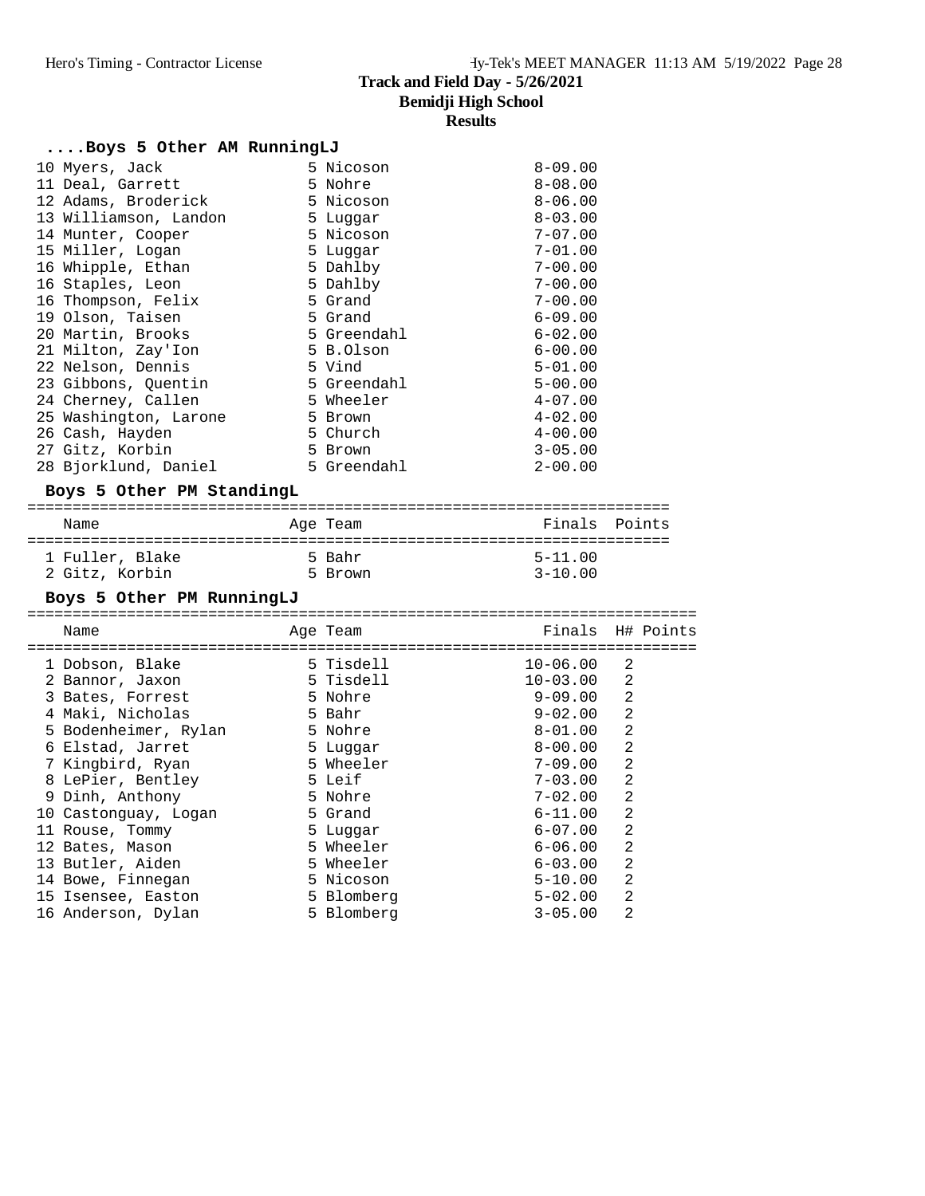## Track and Field Day - 5/26/2021
## Bemidji High School
## Results

### ....Boys 5 Other AM RunningLJ

| | | | |
|---|---|---|---|
| 10 | Myers, Jack | 5 Nicoson | 8-09.00 |
| 11 | Deal, Garrett | 5 Nohre | 8-08.00 |
| 12 | Adams, Broderick | 5 Nicoson | 8-06.00 |
| 13 | Williamson, Landon | 5 Luggar | 8-03.00 |
| 14 | Munter, Cooper | 5 Nicoson | 7-07.00 |
| 15 | Miller, Logan | 5 Luggar | 7-01.00 |
| 16 | Whipple, Ethan | 5 Dahlby | 7-00.00 |
| 16 | Staples, Leon | 5 Dahlby | 7-00.00 |
| 16 | Thompson, Felix | 5 Grand | 7-00.00 |
| 19 | Olson, Taisen | 5 Grand | 6-09.00 |
| 20 | Martin, Brooks | 5 Greendahl | 6-02.00 |
| 21 | Milton, Zay'Ion | 5 B.Olson | 6-00.00 |
| 22 | Nelson, Dennis | 5 Vind | 5-01.00 |
| 23 | Gibbons, Quentin | 5 Greendahl | 5-00.00 |
| 24 | Cherney, Callen | 5 Wheeler | 4-07.00 |
| 25 | Washington, Larone | 5 Brown | 4-02.00 |
| 26 | Cash, Hayden | 5 Church | 4-00.00 |
| 27 | Gitz, Korbin | 5 Brown | 3-05.00 |
| 28 | Bjorklund, Daniel | 5 Greendahl | 2-00.00 |

### Boys 5 Other PM StandingL

| | Name | Age Team | Finals | Points |
|---|---|---|---|---|
| 1 | Fuller, Blake | 5 Bahr | 5-11.00 | |
| 2 | Gitz, Korbin | 5 Brown | 3-10.00 | |

### Boys 5 Other PM RunningLJ

| | Name | Age Team | Finals | H# | Points |
|---|---|---|---|---|---|
| 1 | Dobson, Blake | 5 Tisdell | 10-06.00 | 2 | |
| 2 | Bannor, Jaxon | 5 Tisdell | 10-03.00 | 2 | |
| 3 | Bates, Forrest | 5 Nohre | 9-09.00 | 2 | |
| 4 | Maki, Nicholas | 5 Bahr | 9-02.00 | 2 | |
| 5 | Bodenheimer, Rylan | 5 Nohre | 8-01.00 | 2 | |
| 6 | Elstad, Jarret | 5 Luggar | 8-00.00 | 2 | |
| 7 | Kingbird, Ryan | 5 Wheeler | 7-09.00 | 2 | |
| 8 | LePier, Bentley | 5 Leif | 7-03.00 | 2 | |
| 9 | Dinh, Anthony | 5 Nohre | 7-02.00 | 2 | |
| 10 | Castonguay, Logan | 5 Grand | 6-11.00 | 2 | |
| 11 | Rouse, Tommy | 5 Luggar | 6-07.00 | 2 | |
| 12 | Bates, Mason | 5 Wheeler | 6-06.00 | 2 | |
| 13 | Butler, Aiden | 5 Wheeler | 6-03.00 | 2 | |
| 14 | Bowe, Finnegan | 5 Nicoson | 5-10.00 | 2 | |
| 15 | Isensee, Easton | 5 Blomberg | 5-02.00 | 2 | |
| 16 | Anderson, Dylan | 5 Blomberg | 3-05.00 | 2 | |